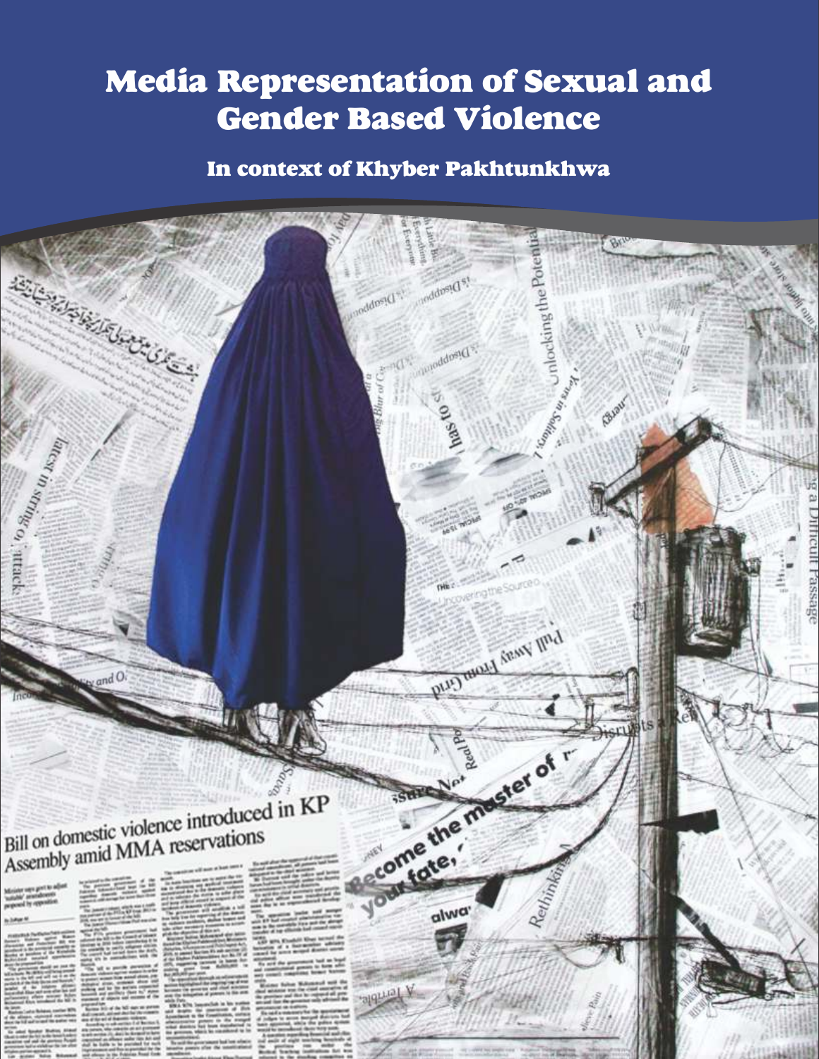# Media Representation of Sexual and Gender Based Violence

## In context of Khyber Pakhtunkhwa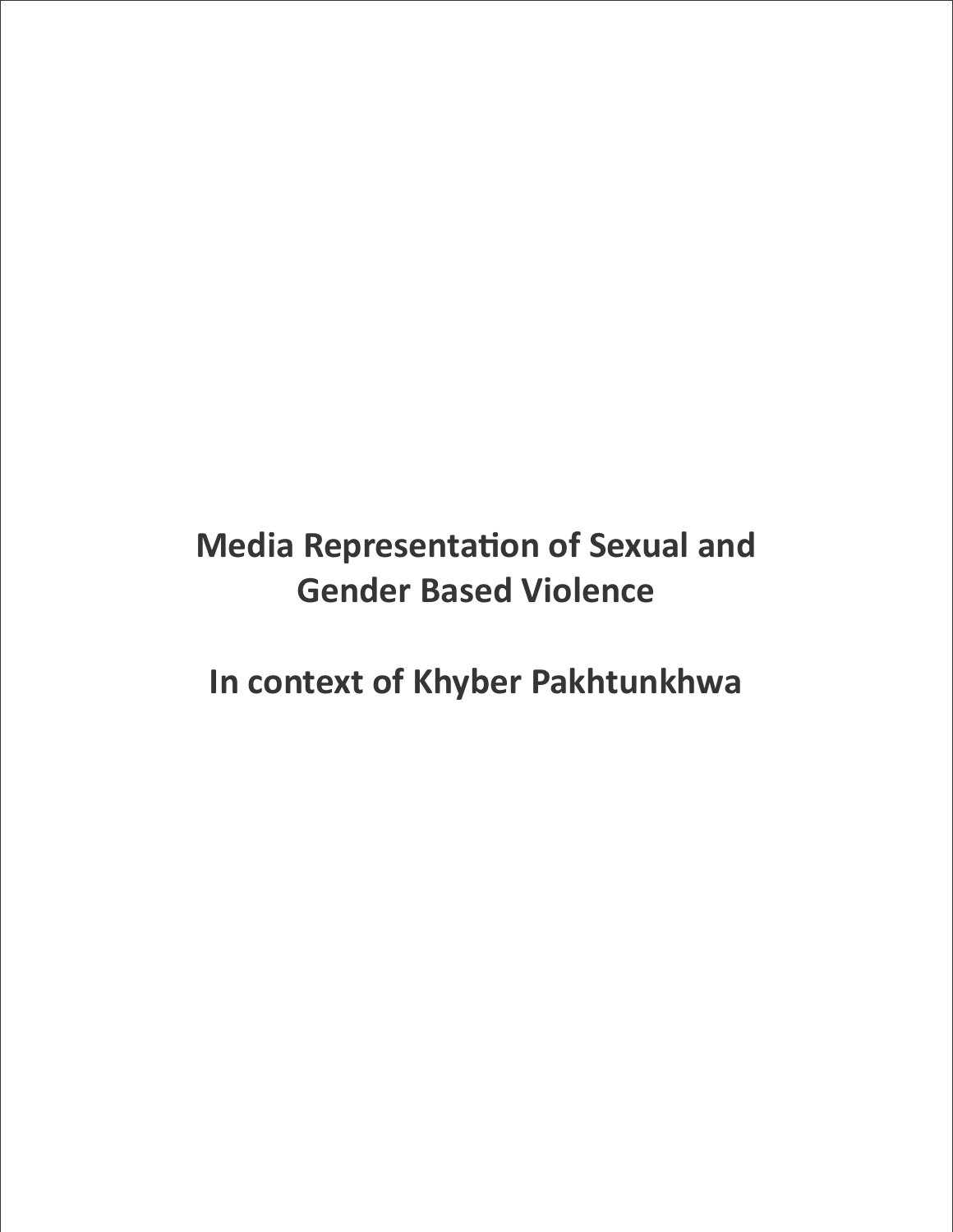# Media Representation of Sexual and Gender Based Violence

## In context of Khyber Pakhtunkhwa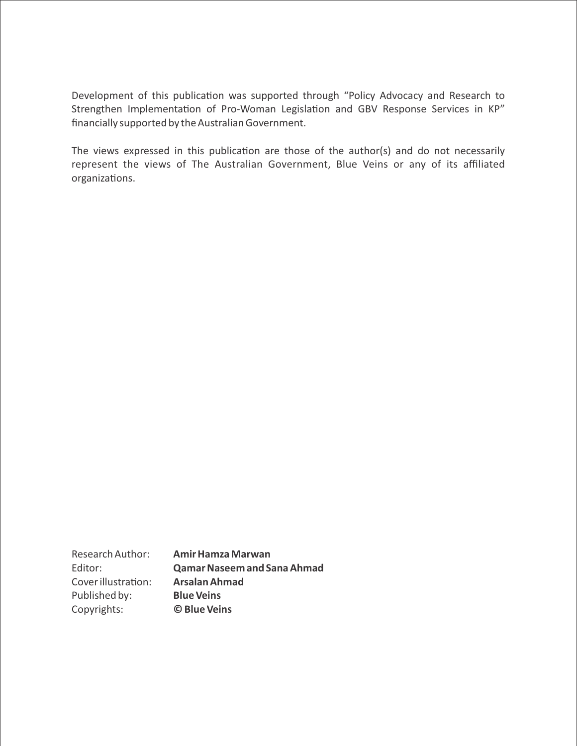Development of this publication was supported through “Policy Advocacy and Research to Strengthen Implementation of Pro-Woman Legislation and GBV Response Services in KP” financially supported by the Australian Government.

The views expressed in this publication are those of the author(s) and do not necessarily represent the views of The Australian Government, Blue Veins or any of its affiliated organizations.

Research Author: **Amir Hamza Marwan**
Editor: **Qamar Naseem and Sana Ahmad**
Cover illustration: **Arsalan Ahmad**
Published by: **Blue Veins**
Copyrights: **© Blue Veins**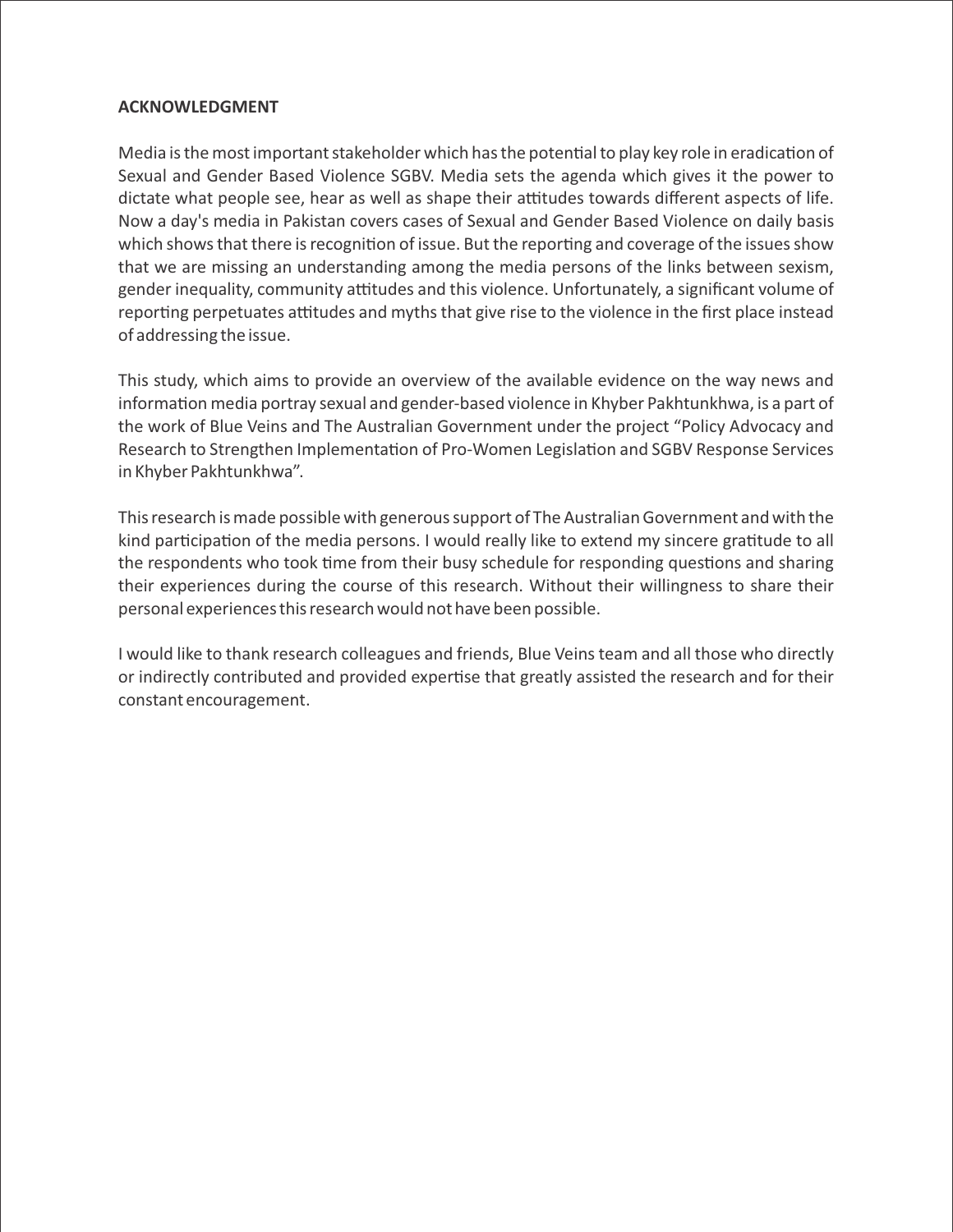## ACKNOWLEDGMENT

Media is the most important stakeholder which has the potential to play key role in eradication of Sexual and Gender Based Violence SGBV. Media sets the agenda which gives it the power to dictate what people see, hear as well as shape their attitudes towards different aspects of life. Now a day's media in Pakistan covers cases of Sexual and Gender Based Violence on daily basis which shows that there is recognition of issue. But the reporting and coverage of the issues show that we are missing an understanding among the media persons of the links between sexism, gender inequality, community attitudes and this violence. Unfortunately, a significant volume of reporting perpetuates attitudes and myths that give rise to the violence in the first place instead of addressing the issue.

This study, which aims to provide an overview of the available evidence on the way news and information media portray sexual and gender-based violence in Khyber Pakhtunkhwa, is a part of the work of Blue Veins and The Australian Government under the project "Policy Advocacy and Research to Strengthen Implementation of Pro-Women Legislation and SGBV Response Services in Khyber Pakhtunkhwa".

This research is made possible with generous support of The Australian Government and with the kind participation of the media persons. I would really like to extend my sincere gratitude to all the respondents who took time from their busy schedule for responding questions and sharing their experiences during the course of this research. Without their willingness to share their personal experiences this research would not have been possible.

I would like to thank research colleagues and friends, Blue Veins team and all those who directly or indirectly contributed and provided expertise that greatly assisted the research and for their constant encouragement.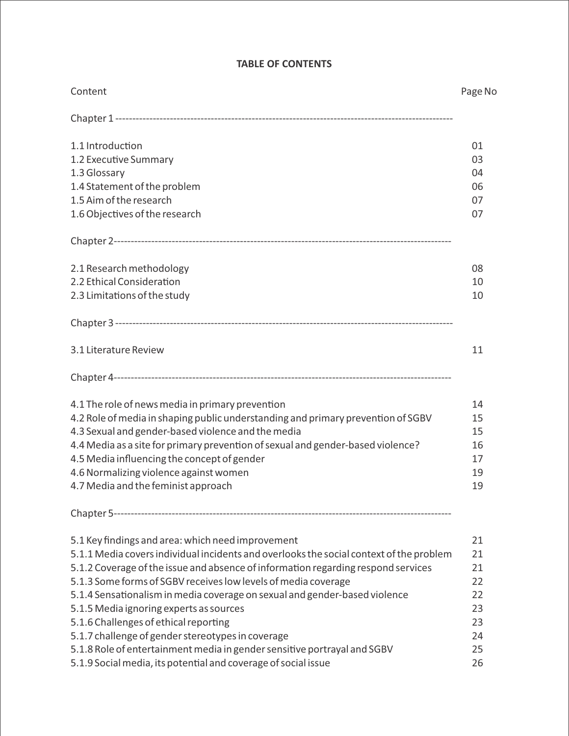## TABLE OF CONTENTS

| Content | Page No |
|---|---|
| Chapter 1 ------------------------------------------------------------------------------------------------ | |
| 1.1 Introduction | 01 |
| 1.2 Executive Summary | 03 |
| 1.3 Glossary | 04 |
| 1.4 Statement of the problem | 06 |
| 1.5 Aim of the research | 07 |
| 1.6 Objectives of the research | 07 |
| Chapter 2------------------------------------------------------------------------------------------------ | |
| 2.1 Research methodology | 08 |
| 2.2 Ethical Consideration | 10 |
| 2.3 Limitations of the study | 10 |
| Chapter 3 ------------------------------------------------------------------------------------------------ | |
| 3.1 Literature Review | 11 |
| Chapter 4------------------------------------------------------------------------------------------------ | |
| 4.1 The role of news media in primary prevention | 14 |
| 4.2 Role of media in shaping public understanding and primary prevention of SGBV | 15 |
| 4.3 Sexual and gender-based violence and the media | 15 |
| 4.4 Media as a site for primary prevention of sexual and gender-based violence? | 16 |
| 4.5 Media influencing the concept of gender | 17 |
| 4.6 Normalizing violence against women | 19 |
| 4.7 Media and the feminist approach | 19 |
| Chapter 5------------------------------------------------------------------------------------------------ | |
| 5.1 Key findings and area: which need improvement | 21 |
| 5.1.1 Media covers individual incidents and overlooks the social context of the problem | 21 |
| 5.1.2 Coverage of the issue and absence of information regarding respond services | 21 |
| 5.1.3 Some forms of SGBV receives low levels of media coverage | 22 |
| 5.1.4 Sensationalism in media coverage on sexual and gender-based violence | 22 |
| 5.1.5 Media ignoring experts as sources | 23 |
| 5.1.6 Challenges of ethical reporting | 23 |
| 5.1.7 challenge of gender stereotypes in coverage | 24 |
| 5.1.8 Role of entertainment media in gender sensitive portrayal and SGBV | 25 |
| 5.1.9 Social media, its potential and coverage of social issue | 26 |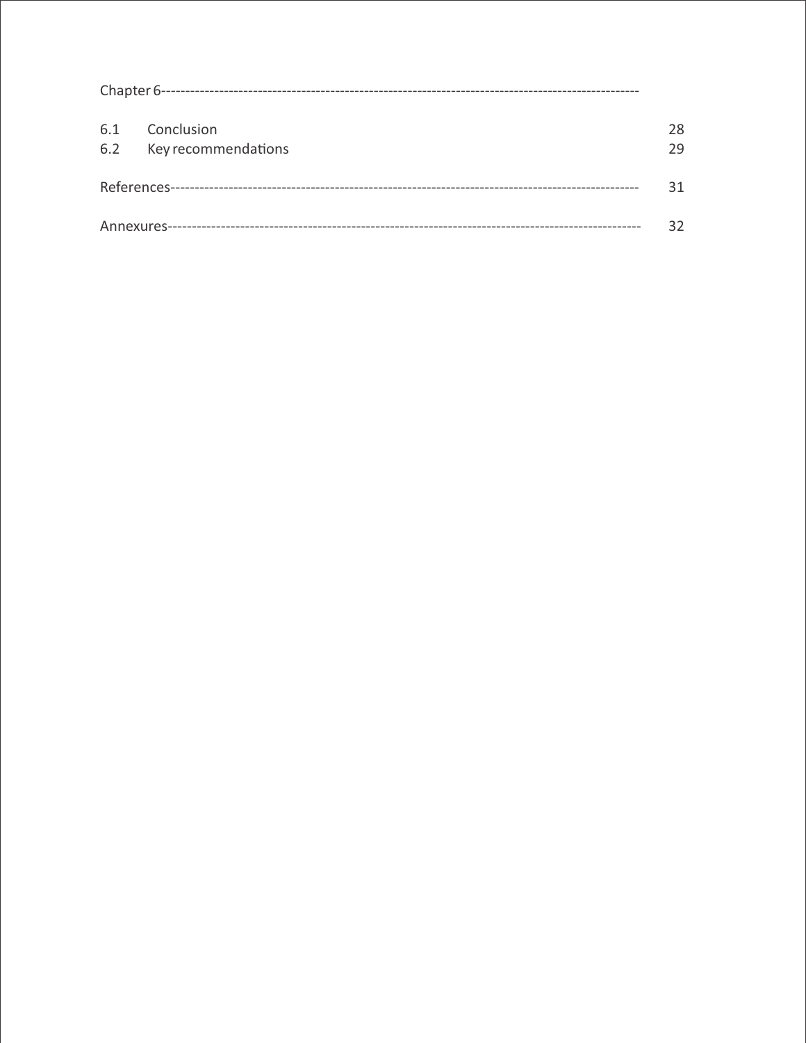Chapter 6------------------------------------------------------------------------------------------------

| | | |
|---|---|---|
| 6.1 | Conclusion | 28 |
| 6.2 | Key recommendations | 29 |

References------------------------------------------------------------------------------------------------ 31

Annexures------------------------------------------------------------------------------------------------- 32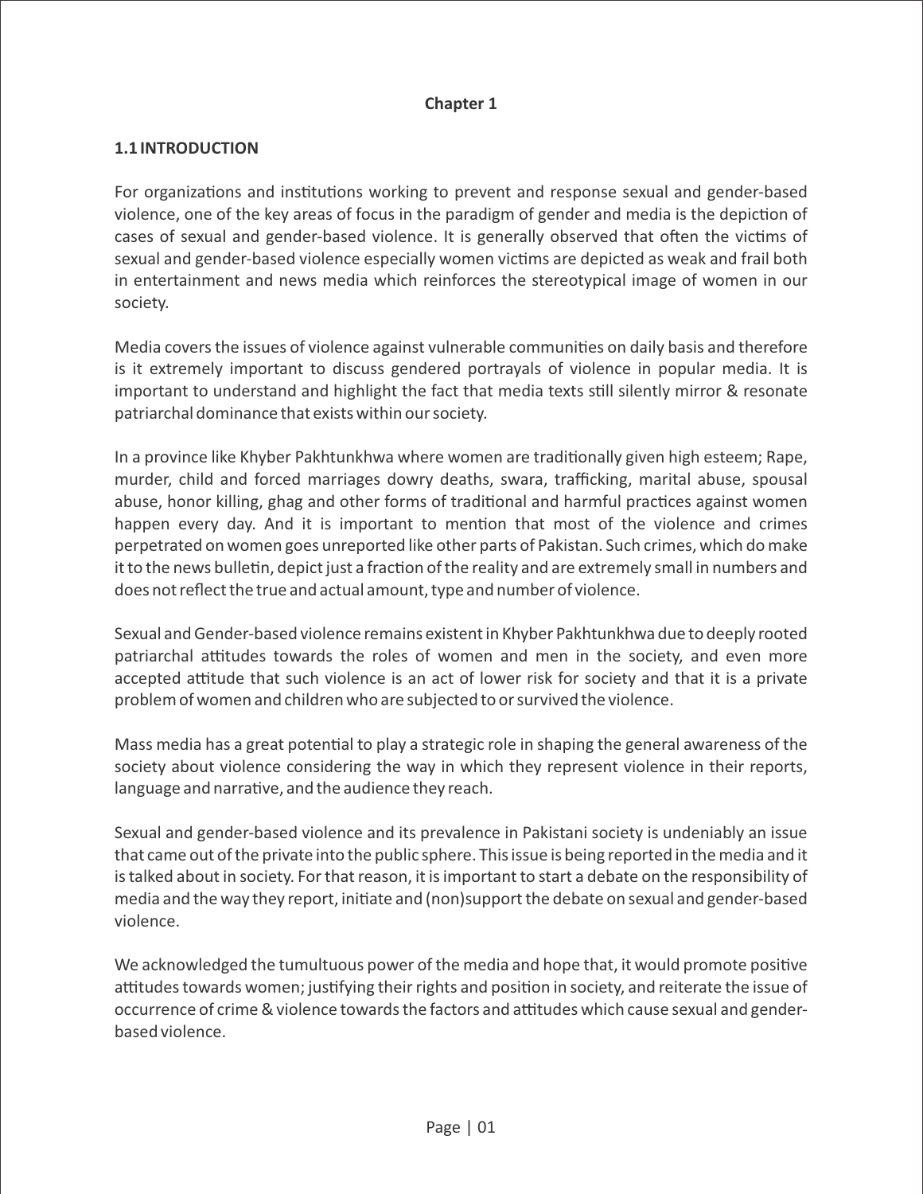**Chapter 1**

## 1.1 INTRODUCTION

For organizations and institutions working to prevent and response sexual and gender-based violence, one of the key areas of focus in the paradigm of gender and media is the depiction of cases of sexual and gender-based violence. It is generally observed that often the victims of sexual and gender-based violence especially women victims are depicted as weak and frail both in entertainment and news media which reinforces the stereotypical image of women in our society.

Media covers the issues of violence against vulnerable communities on daily basis and therefore is it extremely important to discuss gendered portrayals of violence in popular media. It is important to understand and highlight the fact that media texts still silently mirror & resonate patriarchal dominance that exists within our society.

In a province like Khyber Pakhtunkhwa where women are traditionally given high esteem; Rape, murder, child and forced marriages dowry deaths, swara, trafficking, marital abuse, spousal abuse, honor killing, ghag and other forms of traditional and harmful practices against women happen every day. And it is important to mention that most of the violence and crimes perpetrated on women goes unreported like other parts of Pakistan. Such crimes, which do make it to the news bulletin, depict just a fraction of the reality and are extremely small in numbers and does not reflect the true and actual amount, type and number of violence.

Sexual and Gender-based violence remains existent in Khyber Pakhtunkhwa due to deeply rooted patriarchal attitudes towards the roles of women and men in the society, and even more accepted attitude that such violence is an act of lower risk for society and that it is a private problem of women and children who are subjected to or survived the violence.

Mass media has a great potential to play a strategic role in shaping the general awareness of the society about violence considering the way in which they represent violence in their reports, language and narrative, and the audience they reach.

Sexual and gender-based violence and its prevalence in Pakistani society is undeniably an issue that came out of the private into the public sphere. This issue is being reported in the media and it is talked about in society. For that reason, it is important to start a debate on the responsibility of media and the way they report, initiate and (non)support the debate on sexual and gender-based violence.

We acknowledged the tumultuous power of the media and hope that, it would promote positive attitudes towards women; justifying their rights and position in society, and reiterate the issue of occurrence of crime & violence towards the factors and attitudes which cause sexual and gender-based violence.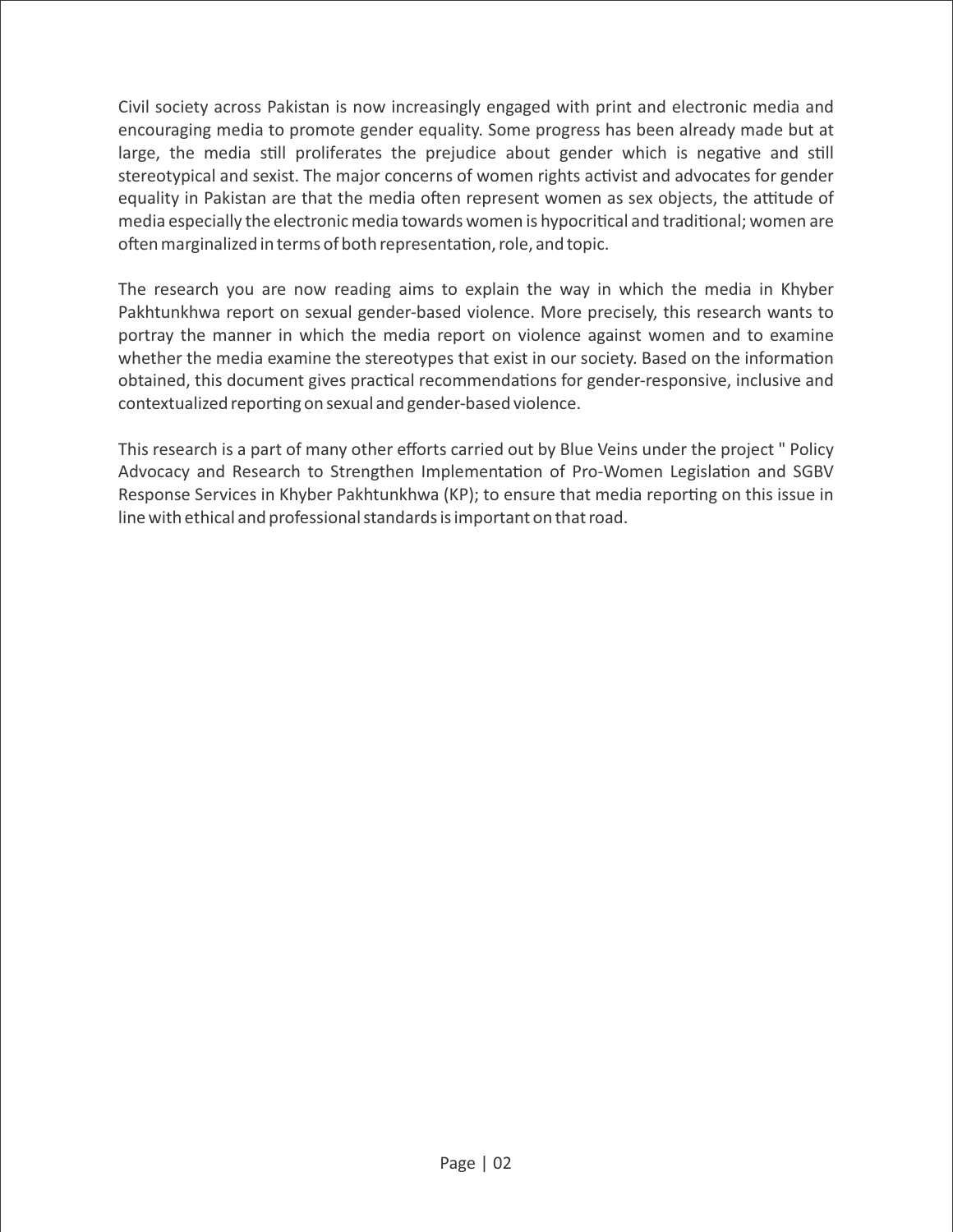Civil society across Pakistan is now increasingly engaged with print and electronic media and encouraging media to promote gender equality. Some progress has been already made but at large, the media still proliferates the prejudice about gender which is negative and still stereotypical and sexist. The major concerns of women rights activist and advocates for gender equality in Pakistan are that the media often represent women as sex objects, the attitude of media especially the electronic media towards women is hypocritical and traditional; women are often marginalized in terms of both representation, role, and topic.

The research you are now reading aims to explain the way in which the media in Khyber Pakhtunkhwa report on sexual gender-based violence. More precisely, this research wants to portray the manner in which the media report on violence against women and to examine whether the media examine the stereotypes that exist in our society. Based on the information obtained, this document gives practical recommendations for gender-responsive, inclusive and contextualized reporting on sexual and gender-based violence.

This research is a part of many other efforts carried out by Blue Veins under the project " Policy Advocacy and Research to Strengthen Implementation of Pro-Women Legislation and SGBV Response Services in Khyber Pakhtunkhwa (KP); to ensure that media reporting on this issue in line with ethical and professional standards is important on that road.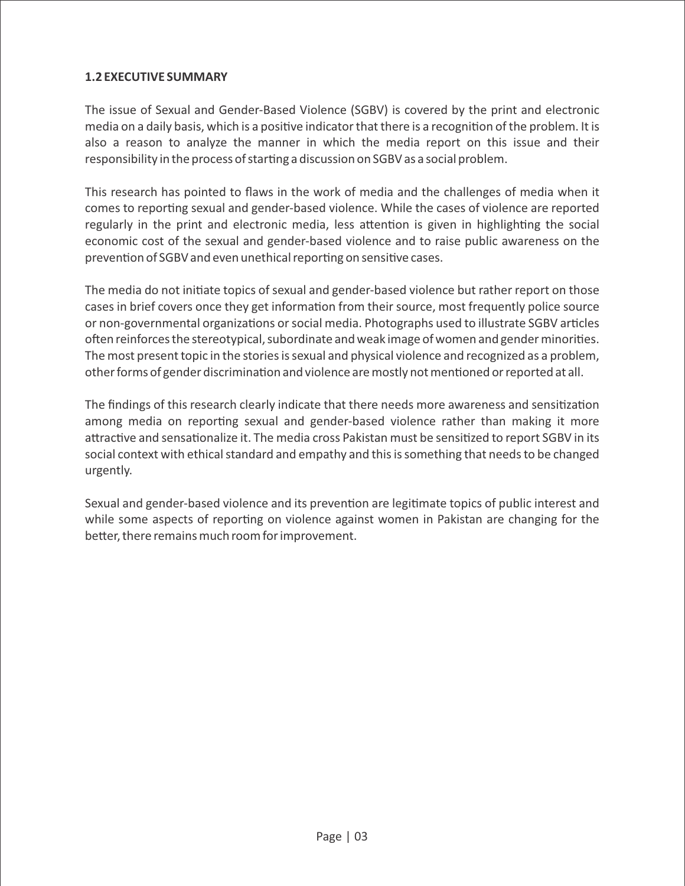### 1.2 EXECUTIVE SUMMARY

The issue of Sexual and Gender-Based Violence (SGBV) is covered by the print and electronic media on a daily basis, which is a positive indicator that there is a recognition of the problem. It is also a reason to analyze the manner in which the media report on this issue and their responsibility in the process of starting a discussion on SGBV as a social problem.

This research has pointed to flaws in the work of media and the challenges of media when it comes to reporting sexual and gender-based violence. While the cases of violence are reported regularly in the print and electronic media, less attention is given in highlighting the social economic cost of the sexual and gender-based violence and to raise public awareness on the prevention of SGBV and even unethical reporting on sensitive cases.

The media do not initiate topics of sexual and gender-based violence but rather report on those cases in brief covers once they get information from their source, most frequently police source or non-governmental organizations or social media. Photographs used to illustrate SGBV articles often reinforces the stereotypical, subordinate and weak image of women and gender minorities. The most present topic in the stories is sexual and physical violence and recognized as a problem, other forms of gender discrimination and violence are mostly not mentioned or reported at all.

The findings of this research clearly indicate that there needs more awareness and sensitization among media on reporting sexual and gender-based violence rather than making it more attractive and sensationalize it. The media cross Pakistan must be sensitized to report SGBV in its social context with ethical standard and empathy and this is something that needs to be changed urgently.

Sexual and gender-based violence and its prevention are legitimate topics of public interest and while some aspects of reporting on violence against women in Pakistan are changing for the better, there remains much room for improvement.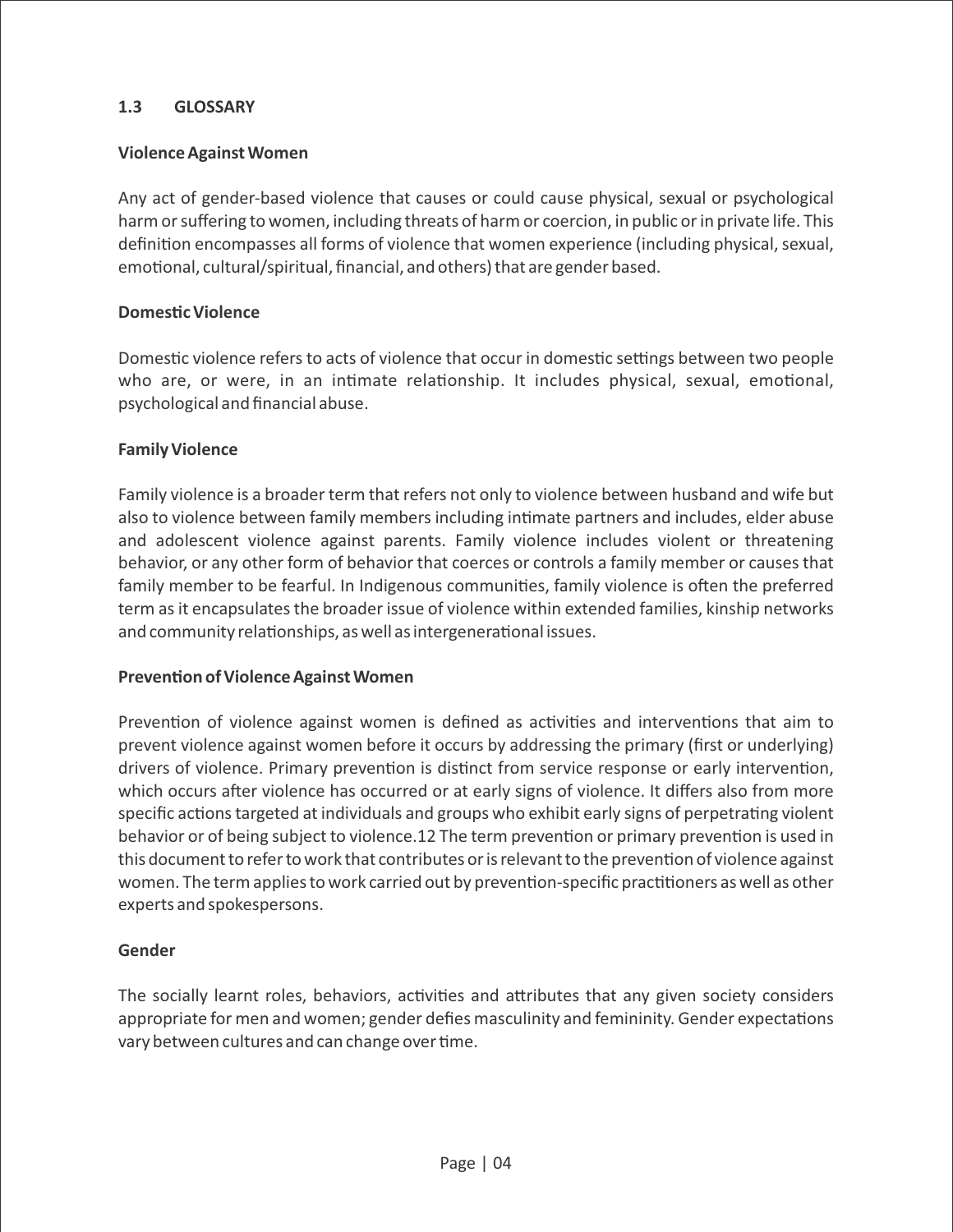## 1.3 GLOSSARY

### Violence Against Women

Any act of gender-based violence that causes or could cause physical, sexual or psychological harm or suffering to women, including threats of harm or coercion, in public or in private life. This definition encompasses all forms of violence that women experience (including physical, sexual, emotional, cultural/spiritual, financial, and others) that are gender based.

### Domestic Violence

Domestic violence refers to acts of violence that occur in domestic settings between two people who are, or were, in an intimate relationship. It includes physical, sexual, emotional, psychological and financial abuse.

### Family Violence

Family violence is a broader term that refers not only to violence between husband and wife but also to violence between family members including intimate partners and includes, elder abuse and adolescent violence against parents. Family violence includes violent or threatening behavior, or any other form of behavior that coerces or controls a family member or causes that family member to be fearful. In Indigenous communities, family violence is often the preferred term as it encapsulates the broader issue of violence within extended families, kinship networks and community relationships, as well as intergenerational issues.

### Prevention of Violence Against Women

Prevention of violence against women is defined as activities and interventions that aim to prevent violence against women before it occurs by addressing the primary (first or underlying) drivers of violence. Primary prevention is distinct from service response or early intervention, which occurs after violence has occurred or at early signs of violence. It differs also from more specific actions targeted at individuals and groups who exhibit early signs of perpetrating violent behavior or of being subject to violence.[12] The term prevention or primary prevention is used in this document to refer to work that contributes or is relevant to the prevention of violence against women. The term applies to work carried out by prevention-specific practitioners as well as other experts and spokespersons.

### Gender

The socially learnt roles, behaviors, activities and attributes that any given society considers appropriate for men and women; gender defies masculinity and femininity. Gender expectations vary between cultures and can change over time.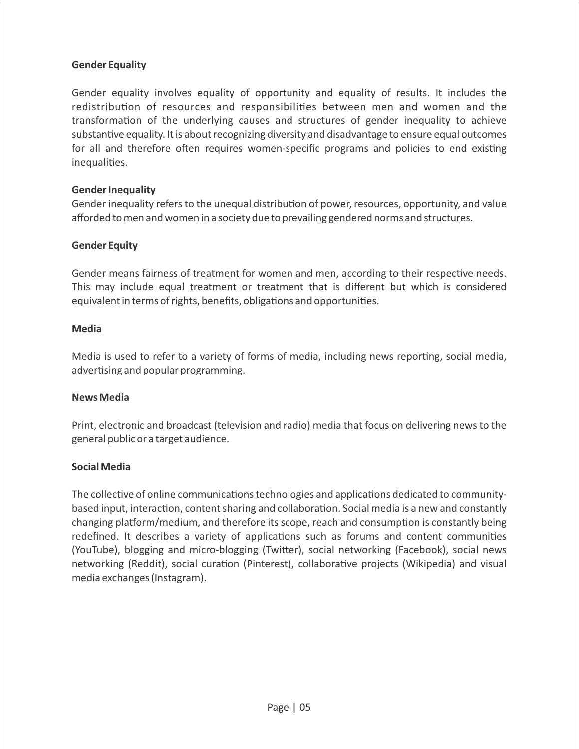**Gender Equality**

Gender equality involves equality of opportunity and equality of results. It includes the redistribution of resources and responsibilities between men and women and the transformation of the underlying causes and structures of gender inequality to achieve substantive equality. It is about recognizing diversity and disadvantage to ensure equal outcomes for all and therefore often requires women-specific programs and policies to end existing inequalities.

**Gender Inequality**

Gender inequality refers to the unequal distribution of power, resources, opportunity, and value afforded to men and women in a society due to prevailing gendered norms and structures.

**Gender Equity**

Gender means fairness of treatment for women and men, according to their respective needs. This may include equal treatment or treatment that is different but which is considered equivalent in terms of rights, benefits, obligations and opportunities.

**Media**

Media is used to refer to a variety of forms of media, including news reporting, social media, advertising and popular programming.

**News Media**

Print, electronic and broadcast (television and radio) media that focus on delivering news to the general public or a target audience.

**Social Media**

The collective of online communications technologies and applications dedicated to community-based input, interaction, content sharing and collaboration. Social media is a new and constantly changing platform/medium, and therefore its scope, reach and consumption is constantly being redefined. It describes a variety of applications such as forums and content communities (YouTube), blogging and micro-blogging (Twitter), social networking (Facebook), social news networking (Reddit), social curation (Pinterest), collaborative projects (Wikipedia) and visual media exchanges (Instagram).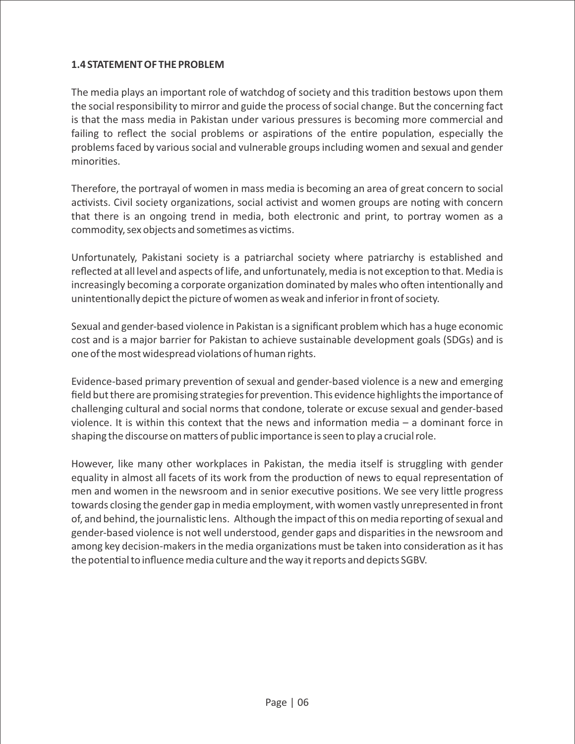## 1.4 STATEMENT OF THE PROBLEM

The media plays an important role of watchdog of society and this tradition bestows upon them the social responsibility to mirror and guide the process of social change. But the concerning fact is that the mass media in Pakistan under various pressures is becoming more commercial and failing to reflect the social problems or aspirations of the entire population, especially the problems faced by various social and vulnerable groups including women and sexual and gender minorities.

Therefore, the portrayal of women in mass media is becoming an area of great concern to social activists. Civil society organizations, social activist and women groups are noting with concern that there is an ongoing trend in media, both electronic and print, to portray women as a commodity, sex objects and sometimes as victims.

Unfortunately, Pakistani society is a patriarchal society where patriarchy is established and reflected at all level and aspects of life, and unfortunately, media is not exception to that. Media is increasingly becoming a corporate organization dominated by males who often intentionally and unintentionally depict the picture of women as weak and inferior in front of society.

Sexual and gender-based violence in Pakistan is a significant problem which has a huge economic cost and is a major barrier for Pakistan to achieve sustainable development goals (SDGs) and is one of the most widespread violations of human rights.

Evidence-based primary prevention of sexual and gender-based violence is a new and emerging field but there are promising strategies for prevention. This evidence highlights the importance of challenging cultural and social norms that condone, tolerate or excuse sexual and gender-based violence. It is within this context that the news and information media – a dominant force in shaping the discourse on matters of public importance is seen to play a crucial role.

However, like many other workplaces in Pakistan, the media itself is struggling with gender equality in almost all facets of its work from the production of news to equal representation of men and women in the newsroom and in senior executive positions. We see very little progress towards closing the gender gap in media employment, with women vastly unrepresented in front of, and behind, the journalistic lens. Although the impact of this on media reporting of sexual and gender-based violence is not well understood, gender gaps and disparities in the newsroom and among key decision-makers in the media organizations must be taken into consideration as it has the potential to influence media culture and the way it reports and depicts SGBV.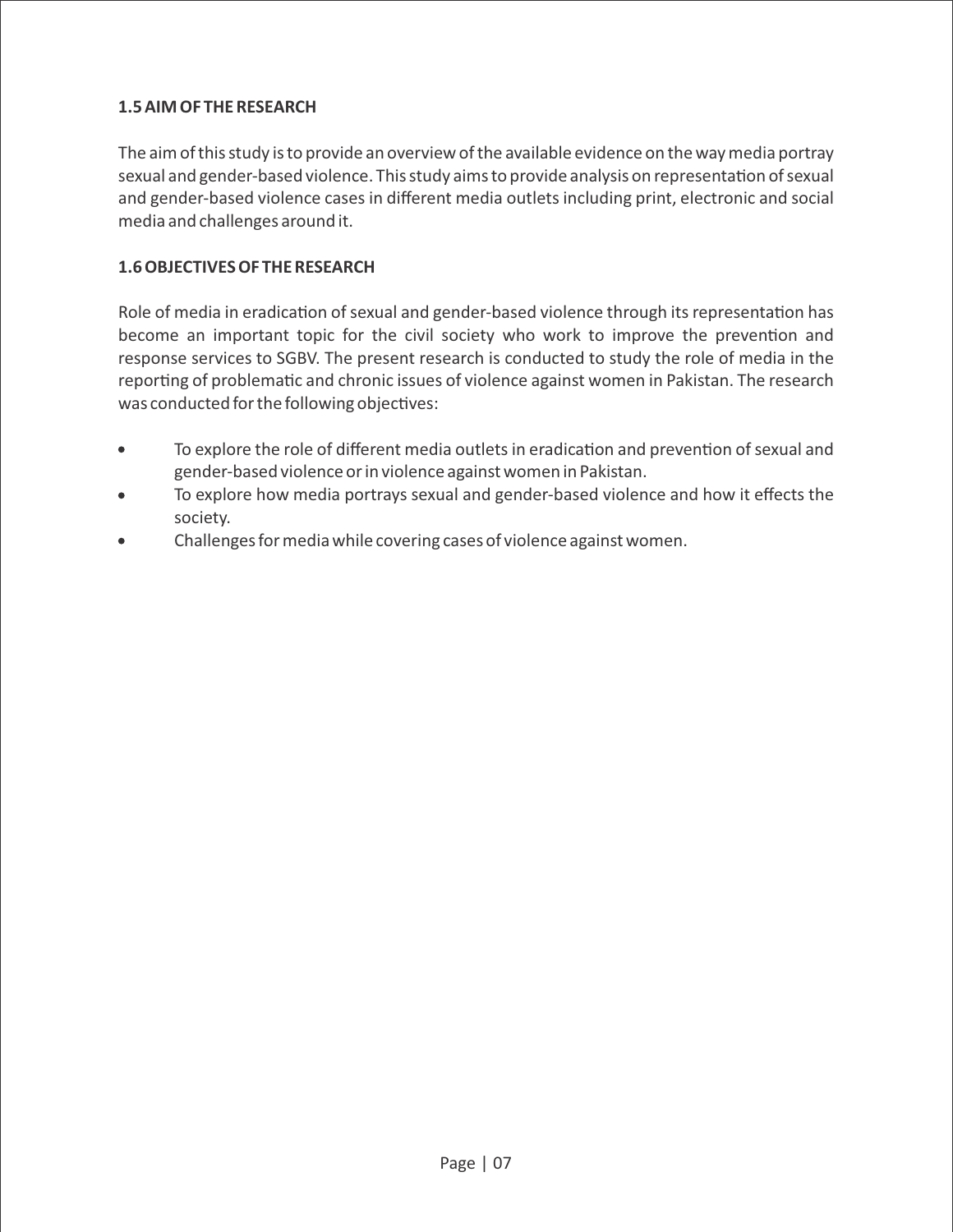### 1.5 AIM OF THE RESEARCH

The aim of this study is to provide an overview of the available evidence on the way media portray sexual and gender-based violence. This study aims to provide analysis on representation of sexual and gender-based violence cases in different media outlets including print, electronic and social media and challenges around it.

### 1.6 OBJECTIVES OF THE RESEARCH

Role of media in eradication of sexual and gender-based violence through its representation has become an important topic for the civil society who work to improve the prevention and response services to SGBV. The present research is conducted to study the role of media in the reporting of problematic and chronic issues of violence against women in Pakistan. The research was conducted for the following objectives:

- To explore the role of different media outlets in eradication and prevention of sexual and gender-based violence or in violence against women in Pakistan.
- To explore how media portrays sexual and gender-based violence and how it effects the society.
- Challenges for media while covering cases of violence against women.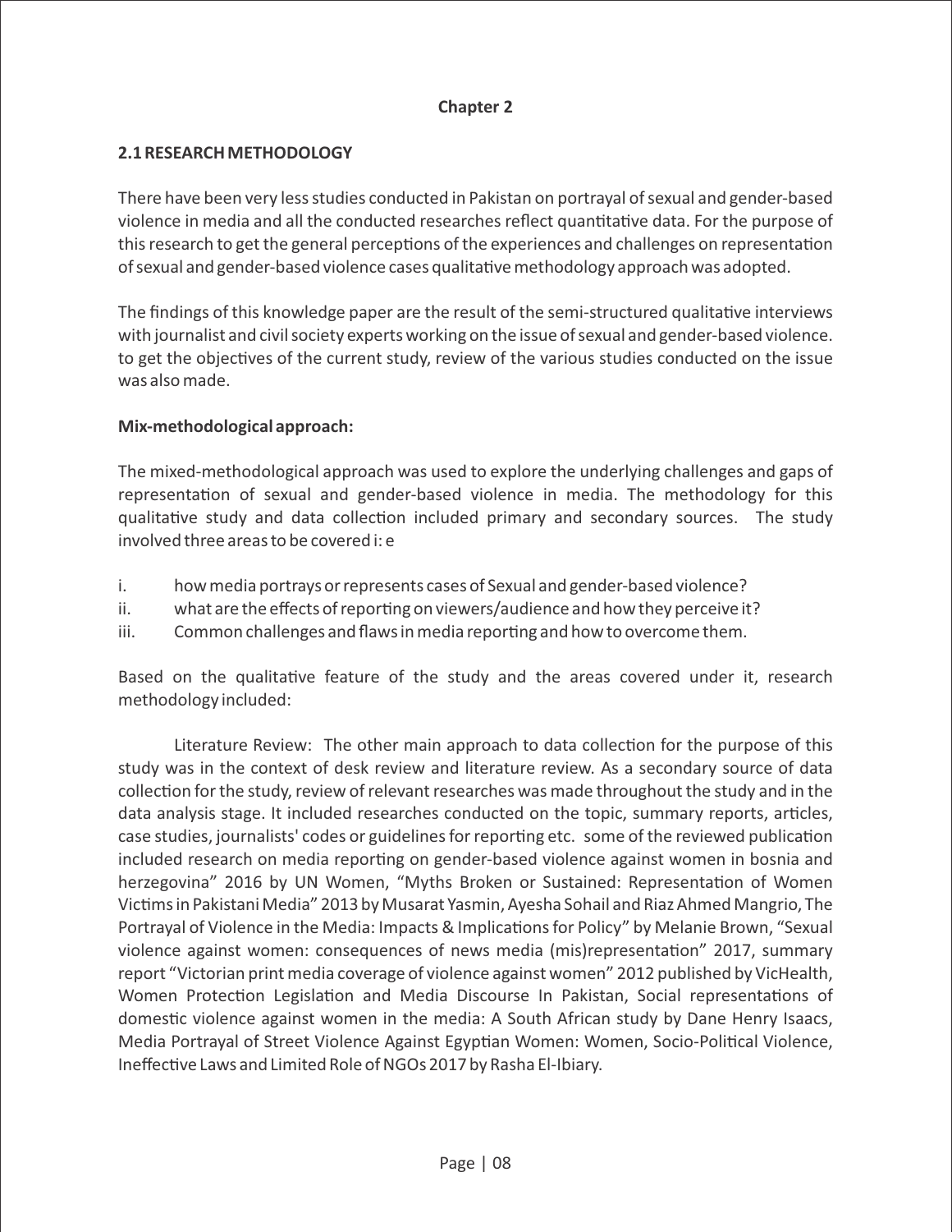**Chapter 2**

## 2.1 RESEARCH METHODOLOGY

There have been very less studies conducted in Pakistan on portrayal of sexual and gender-based violence in media and all the conducted researches reflect quantitative data. For the purpose of this research to get the general perceptions of the experiences and challenges on representation of sexual and gender-based violence cases qualitative methodology approach was adopted.

The findings of this knowledge paper are the result of the semi-structured qualitative interviews with journalist and civil society experts working on the issue of sexual and gender-based violence. to get the objectives of the current study, review of the various studies conducted on the issue was also made.

**Mix-methodological approach:**

The mixed-methodological approach was used to explore the underlying challenges and gaps of representation of sexual and gender-based violence in media. The methodology for this qualitative study and data collection included primary and secondary sources. The study involved three areas to be covered i: e

i. how media portrays or represents cases of Sexual and gender-based violence?
ii. what are the effects of reporting on viewers/audience and how they perceive it?
iii. Common challenges and flaws in media reporting and how to overcome them.

Based on the qualitative feature of the study and the areas covered under it, research methodology included:

Literature Review: The other main approach to data collection for the purpose of this study was in the context of desk review and literature review. As a secondary source of data collection for the study, review of relevant researches was made throughout the study and in the data analysis stage. It included researches conducted on the topic, summary reports, articles, case studies, journalists' codes or guidelines for reporting etc. some of the reviewed publication included research on media reporting on gender-based violence against women in bosnia and herzegovina" 2016 by UN Women, "Myths Broken or Sustained: Representation of Women Victims in Pakistani Media" 2013 by Musarat Yasmin, Ayesha Sohail and Riaz Ahmed Mangrio, The Portrayal of Violence in the Media: Impacts & Implications for Policy" by Melanie Brown, "Sexual violence against women: consequences of news media (mis)representation" 2017, summary report "Victorian print media coverage of violence against women" 2012 published by VicHealth, Women Protection Legislation and Media Discourse In Pakistan, Social representations of domestic violence against women in the media: A South African study by Dane Henry Isaacs, Media Portrayal of Street Violence Against Egyptian Women: Women, Socio-Political Violence, Ineffective Laws and Limited Role of NGOs 2017 by Rasha El-Ibiary.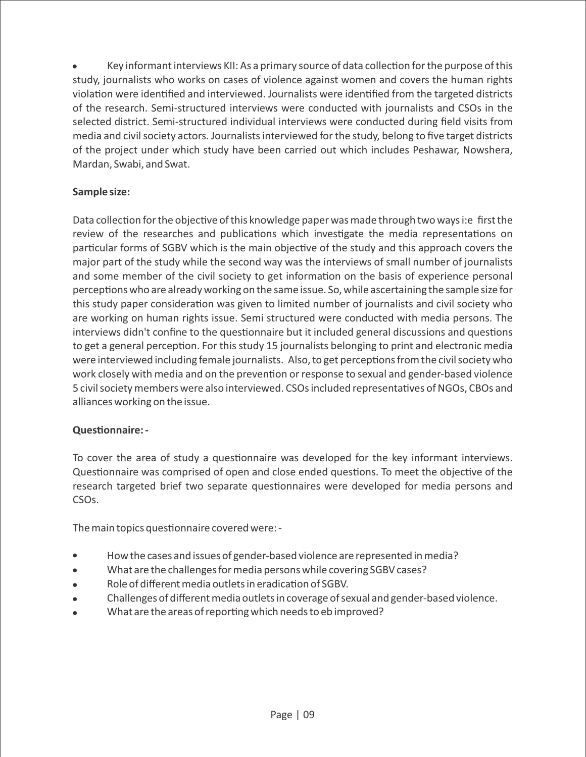- Key informant interviews KII: As a primary source of data collection for the purpose of this study, journalists who works on cases of violence against women and covers the human rights violation were identified and interviewed. Journalists were identified from the targeted districts of the research. Semi-structured interviews were conducted with journalists and CSOs in the selected district. Semi-structured individual interviews were conducted during field visits from media and civil society actors. Journalists interviewed for the study, belong to five target districts of the project under which study have been carried out which includes Peshawar, Nowshera, Mardan, Swabi, and Swat.

**Sample size:**

Data collection for the objective of this knowledge paper was made through two ways i:e first the review of the researches and publications which investigate the media representations on particular forms of SGBV which is the main objective of the study and this approach covers the major part of the study while the second way was the interviews of small number of journalists and some member of the civil society to get information on the basis of experience personal perceptions who are already working on the same issue. So, while ascertaining the sample size for this study paper consideration was given to limited number of journalists and civil society who are working on human rights issue. Semi structured were conducted with media persons. The interviews didn't confine to the questionnaire but it included general discussions and questions to get a general perception. For this study 15 journalists belonging to print and electronic media were interviewed including female journalists. Also, to get perceptions from the civil society who work closely with media and on the prevention or response to sexual and gender-based violence 5 civil society members were also interviewed. CSOs included representatives of NGOs, CBOs and alliances working on the issue.

**Questionnaire: -**

To cover the area of study a questionnaire was developed for the key informant interviews. Questionnaire was comprised of open and close ended questions. To meet the objective of the research targeted brief two separate questionnaires were developed for media persons and CSOs.

The main topics questionnaire covered were: -

- How the cases and issues of gender-based violence are represented in media?
- What are the challenges for media persons while covering SGBV cases?
- Role of different media outlets in eradication of SGBV.
- Challenges of different media outlets in coverage of sexual and gender-based violence.
- What are the areas of reporting which needs to eb improved?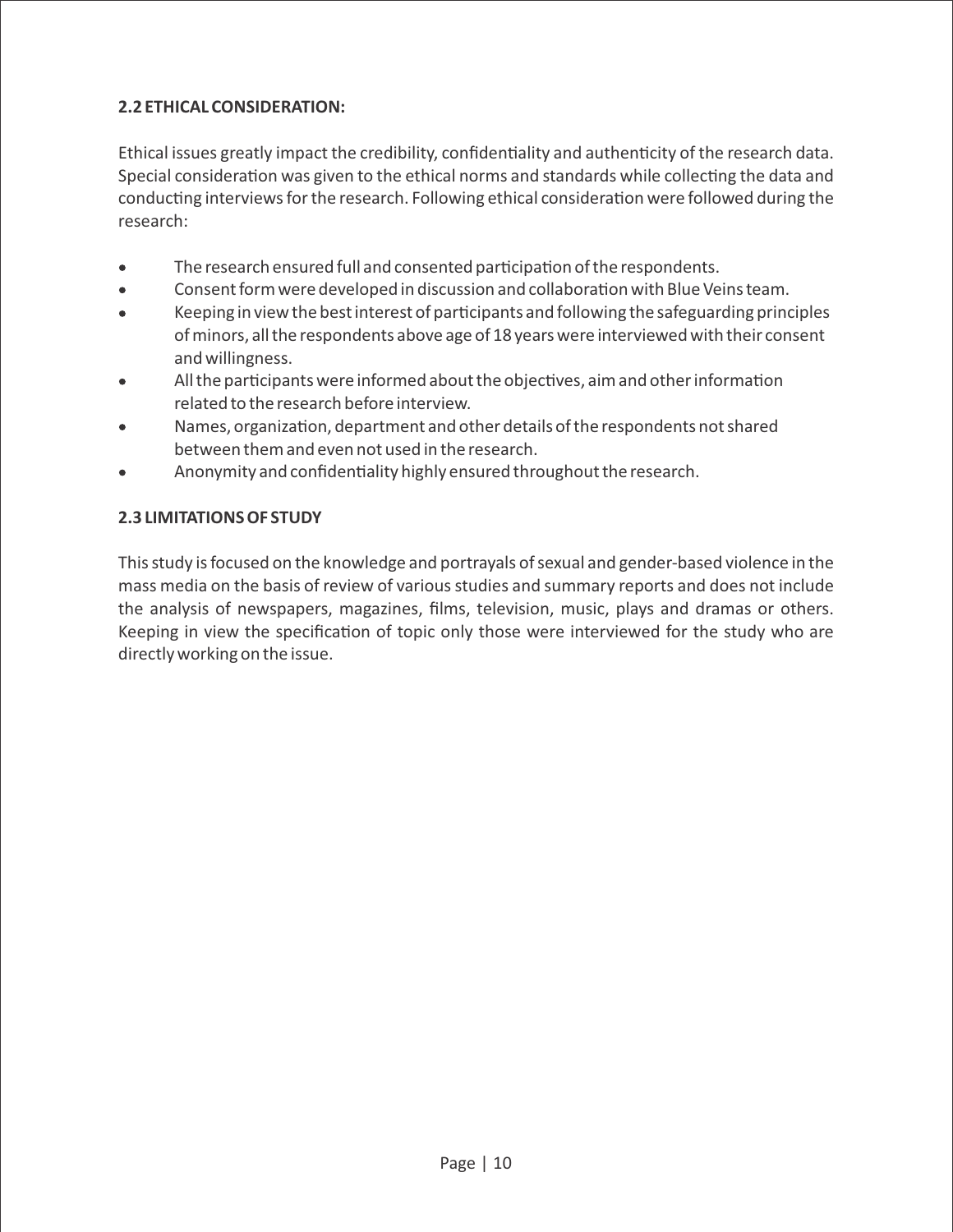## 2.2 ETHICAL CONSIDERATION:

Ethical issues greatly impact the credibility, confidentiality and authenticity of the research data. Special consideration was given to the ethical norms and standards while collecting the data and conducting interviews for the research. Following ethical consideration were followed during the research:

- The research ensured full and consented participation of the respondents.
- Consent form were developed in discussion and collaboration with Blue Veins team.
- Keeping in view the best interest of participants and following the safeguarding principles of minors, all the respondents above age of 18 years were interviewed with their consent and willingness.
- All the participants were informed about the objectives, aim and other information related to the research before interview.
- Names, organization, department and other details of the respondents not shared between them and even not used in the research.
- Anonymity and confidentiality highly ensured throughout the research.

## 2.3 LIMITATIONS OF STUDY

This study is focused on the knowledge and portrayals of sexual and gender-based violence in the mass media on the basis of review of various studies and summary reports and does not include the analysis of newspapers, magazines, films, television, music, plays and dramas or others. Keeping in view the specification of topic only those were interviewed for the study who are directly working on the issue.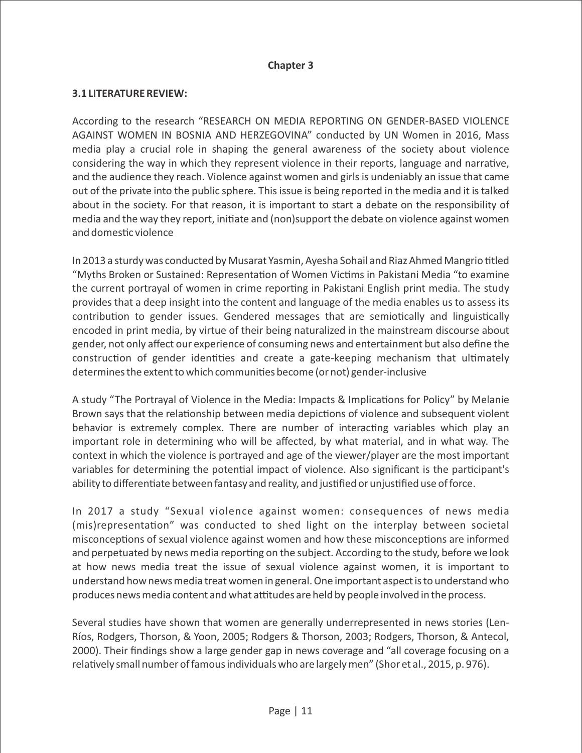**Chapter 3**

### 3.1 LITERATURE REVIEW:

According to the research "RESEARCH ON MEDIA REPORTING ON GENDER-BASED VIOLENCE AGAINST WOMEN IN BOSNIA AND HERZEGOVINA" conducted by UN Women in 2016, Mass media play a crucial role in shaping the general awareness of the society about violence considering the way in which they represent violence in their reports, language and narrative, and the audience they reach. Violence against women and girls is undeniably an issue that came out of the private into the public sphere. This issue is being reported in the media and it is talked about in the society. For that reason, it is important to start a debate on the responsibility of media and the way they report, initiate and (non)support the debate on violence against women and domestic violence

In 2013 a sturdy was conducted by Musarat Yasmin, Ayesha Sohail and Riaz Ahmed Mangrio titled "Myths Broken or Sustained: Representation of Women Victims in Pakistani Media "to examine the current portrayal of women in crime reporting in Pakistani English print media. The study provides that a deep insight into the content and language of the media enables us to assess its contribution to gender issues. Gendered messages that are semiotically and linguistically encoded in print media, by virtue of their being naturalized in the mainstream discourse about gender, not only affect our experience of consuming news and entertainment but also define the construction of gender identities and create a gate-keeping mechanism that ultimately determines the extent to which communities become (or not) gender-inclusive

A study "The Portrayal of Violence in the Media: Impacts & Implications for Policy" by Melanie Brown says that the relationship between media depictions of violence and subsequent violent behavior is extremely complex. There are number of interacting variables which play an important role in determining who will be affected, by what material, and in what way. The context in which the violence is portrayed and age of the viewer/player are the most important variables for determining the potential impact of violence. Also significant is the participant's ability to differentiate between fantasy and reality, and justified or unjustified use of force.

In 2017 a study "Sexual violence against women: consequences of news media (mis)representation" was conducted to shed light on the interplay between societal misconceptions of sexual violence against women and how these misconceptions are informed and perpetuated by news media reporting on the subject. According to the study, before we look at how news media treat the issue of sexual violence against women, it is important to understand how news media treat women in general. One important aspect is to understand who produces news media content and what attitudes are held by people involved in the process.

Several studies have shown that women are generally underrepresented in news stories (Len-Ríos, Rodgers, Thorson, & Yoon, 2005; Rodgers & Thorson, 2003; Rodgers, Thorson, & Antecol, 2000). Their findings show a large gender gap in news coverage and "all coverage focusing on a relatively small number of famous individuals who are largely men" (Shor et al., 2015, p. 976).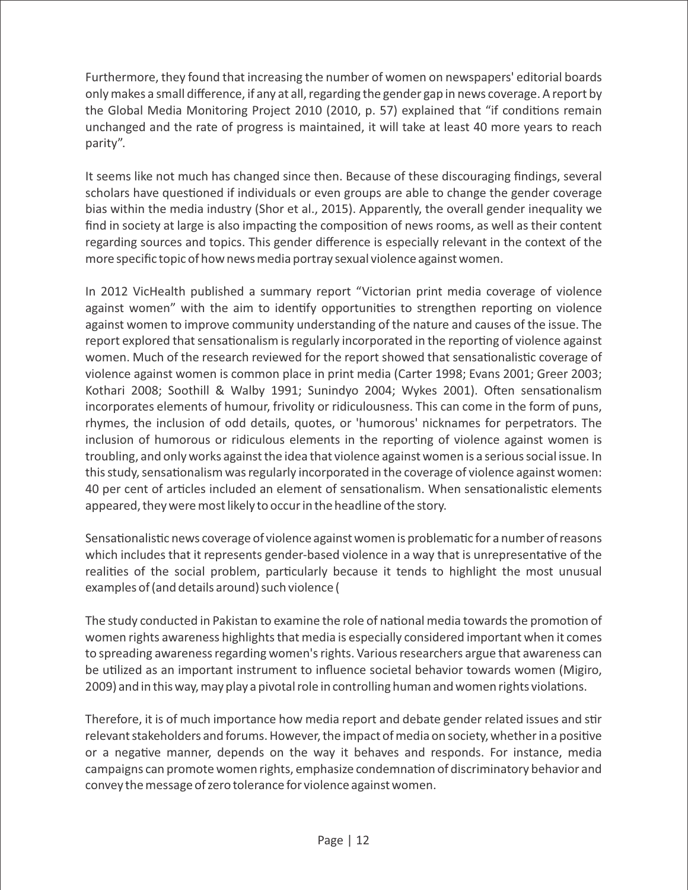Furthermore, they found that increasing the number of women on newspapers' editorial boards only makes a small difference, if any at all, regarding the gender gap in news coverage. A report by the Global Media Monitoring Project 2010 (2010, p. 57) explained that "if conditions remain unchanged and the rate of progress is maintained, it will take at least 40 more years to reach parity".

It seems like not much has changed since then. Because of these discouraging findings, several scholars have questioned if individuals or even groups are able to change the gender coverage bias within the media industry (Shor et al., 2015). Apparently, the overall gender inequality we find in society at large is also impacting the composition of news rooms, as well as their content regarding sources and topics. This gender difference is especially relevant in the context of the more specific topic of how news media portray sexual violence against women.

In 2012 VicHealth published a summary report "Victorian print media coverage of violence against women" with the aim to identify opportunities to strengthen reporting on violence against women to improve community understanding of the nature and causes of the issue. The report explored that sensationalism is regularly incorporated in the reporting of violence against women. Much of the research reviewed for the report showed that sensationalistic coverage of violence against women is common place in print media (Carter 1998; Evans 2001; Greer 2003; Kothari 2008; Soothill & Walby 1991; Sunindyo 2004; Wykes 2001). Often sensationalism incorporates elements of humour, frivolity or ridiculousness. This can come in the form of puns, rhymes, the inclusion of odd details, quotes, or 'humorous' nicknames for perpetrators. The inclusion of humorous or ridiculous elements in the reporting of violence against women is troubling, and only works against the idea that violence against women is a serious social issue. In this study, sensationalism was regularly incorporated in the coverage of violence against women: 40 per cent of articles included an element of sensationalism. When sensationalistic elements appeared, they were most likely to occur in the headline of the story.

Sensationalistic news coverage of violence against women is problematic for a number of reasons which includes that it represents gender-based violence in a way that is unrepresentative of the realities of the social problem, particularly because it tends to highlight the most unusual examples of (and details around) such violence (

The study conducted in Pakistan to examine the role of national media towards the promotion of women rights awareness highlights that media is especially considered important when it comes to spreading awareness regarding women's rights. Various researchers argue that awareness can be utilized as an important instrument to influence societal behavior towards women (Migiro, 2009) and in this way, may play a pivotal role in controlling human and women rights violations.

Therefore, it is of much importance how media report and debate gender related issues and stir relevant stakeholders and forums. However, the impact of media on society, whether in a positive or a negative manner, depends on the way it behaves and responds. For instance, media campaigns can promote women rights, emphasize condemnation of discriminatory behavior and convey the message of zero tolerance for violence against women.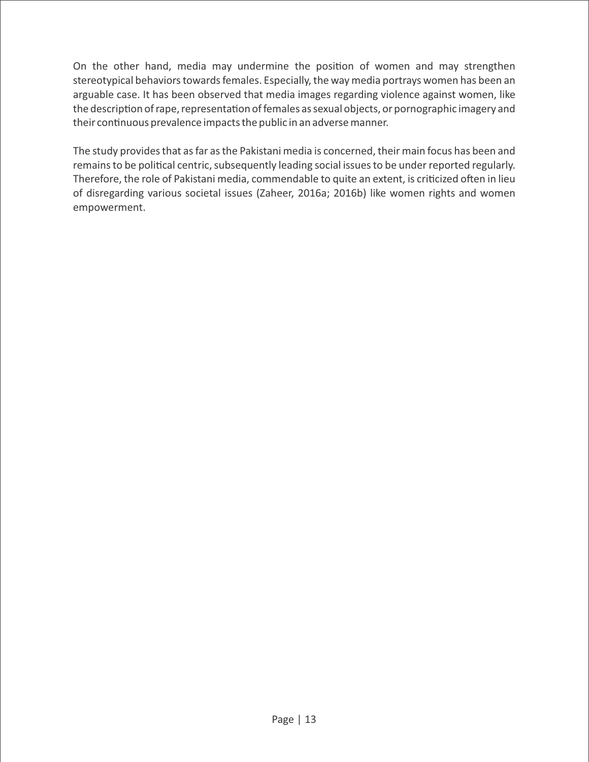On the other hand, media may undermine the position of women and may strengthen stereotypical behaviors towards females. Especially, the way media portrays women has been an arguable case. It has been observed that media images regarding violence against women, like the description of rape, representation of females as sexual objects, or pornographic imagery and their continuous prevalence impacts the public in an adverse manner.

The study provides that as far as the Pakistani media is concerned, their main focus has been and remains to be political centric, subsequently leading social issues to be under reported regularly. Therefore, the role of Pakistani media, commendable to quite an extent, is criticized often in lieu of disregarding various societal issues (Zaheer, 2016a; 2016b) like women rights and women empowerment.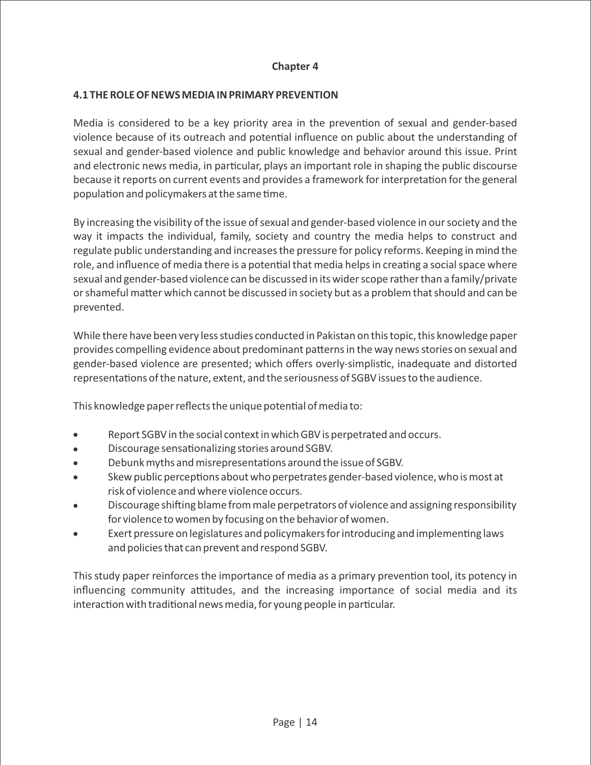## Chapter 4

### 4.1 THE ROLE OF NEWS MEDIA IN PRIMARY PREVENTION

Media is considered to be a key priority area in the prevention of sexual and gender-based violence because of its outreach and potential influence on public about the understanding of sexual and gender-based violence and public knowledge and behavior around this issue. Print and electronic news media, in particular, plays an important role in shaping the public discourse because it reports on current events and provides a framework for interpretation for the general population and policymakers at the same time.

By increasing the visibility of the issue of sexual and gender-based violence in our society and the way it impacts the individual, family, society and country the media helps to construct and regulate public understanding and increases the pressure for policy reforms. Keeping in mind the role, and influence of media there is a potential that media helps in creating a social space where sexual and gender-based violence can be discussed in its wider scope rather than a family/private or shameful matter which cannot be discussed in society but as a problem that should and can be prevented.

While there have been very less studies conducted in Pakistan on this topic, this knowledge paper provides compelling evidence about predominant patterns in the way news stories on sexual and gender-based violence are presented; which offers overly-simplistic, inadequate and distorted representations of the nature, extent, and the seriousness of SGBV issues to the audience.

This knowledge paper reflects the unique potential of media to:

- Report SGBV in the social context in which GBV is perpetrated and occurs.
- Discourage sensationalizing stories around SGBV.
- Debunk myths and misrepresentations around the issue of SGBV.
- Skew public perceptions about who perpetrates gender-based violence, who is most at risk of violence and where violence occurs.
- Discourage shifting blame from male perpetrators of violence and assigning responsibility for violence to women by focusing on the behavior of women.
- Exert pressure on legislatures and policymakers for introducing and implementing laws and policies that can prevent and respond SGBV.

This study paper reinforces the importance of media as a primary prevention tool, its potency in influencing community attitudes, and the increasing importance of social media and its interaction with traditional news media, for young people in particular.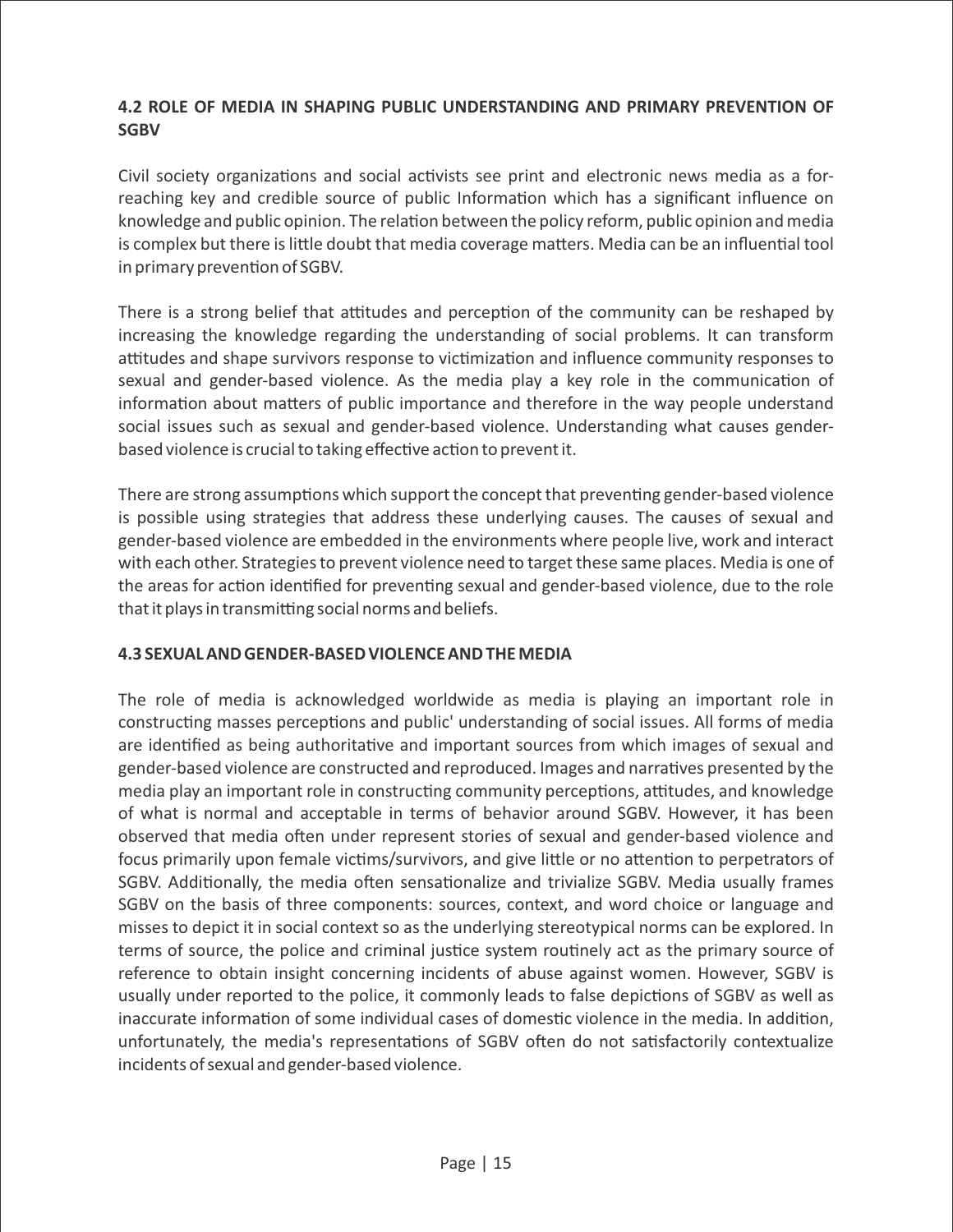## 4.2 ROLE OF MEDIA IN SHAPING PUBLIC UNDERSTANDING AND PRIMARY PREVENTION OF SGBV

Civil society organizations and social activists see print and electronic news media as a for-reaching key and credible source of public Information which has a significant influence on knowledge and public opinion. The relation between the policy reform, public opinion and media is complex but there is little doubt that media coverage matters. Media can be an influential tool in primary prevention of SGBV.

There is a strong belief that attitudes and perception of the community can be reshaped by increasing the knowledge regarding the understanding of social problems. It can transform attitudes and shape survivors response to victimization and influence community responses to sexual and gender-based violence. As the media play a key role in the communication of information about matters of public importance and therefore in the way people understand social issues such as sexual and gender-based violence. Understanding what causes gender-based violence is crucial to taking effective action to prevent it.

There are strong assumptions which support the concept that preventing gender-based violence is possible using strategies that address these underlying causes. The causes of sexual and gender-based violence are embedded in the environments where people live, work and interact with each other. Strategies to prevent violence need to target these same places. Media is one of the areas for action identified for preventing sexual and gender-based violence, due to the role that it plays in transmitting social norms and beliefs.

## 4.3 SEXUAL AND GENDER-BASED VIOLENCE AND THE MEDIA

The role of media is acknowledged worldwide as media is playing an important role in constructing masses perceptions and public' understanding of social issues. All forms of media are identified as being authoritative and important sources from which images of sexual and gender-based violence are constructed and reproduced. Images and narratives presented by the media play an important role in constructing community perceptions, attitudes, and knowledge of what is normal and acceptable in terms of behavior around SGBV. However, it has been observed that media often under represent stories of sexual and gender-based violence and focus primarily upon female victims/survivors, and give little or no attention to perpetrators of SGBV. Additionally, the media often sensationalize and trivialize SGBV. Media usually frames SGBV on the basis of three components: sources, context, and word choice or language and misses to depict it in social context so as the underlying stereotypical norms can be explored. In terms of source, the police and criminal justice system routinely act as the primary source of reference to obtain insight concerning incidents of abuse against women. However, SGBV is usually under reported to the police, it commonly leads to false depictions of SGBV as well as inaccurate information of some individual cases of domestic violence in the media. In addition, unfortunately, the media's representations of SGBV often do not satisfactorily contextualize incidents of sexual and gender-based violence.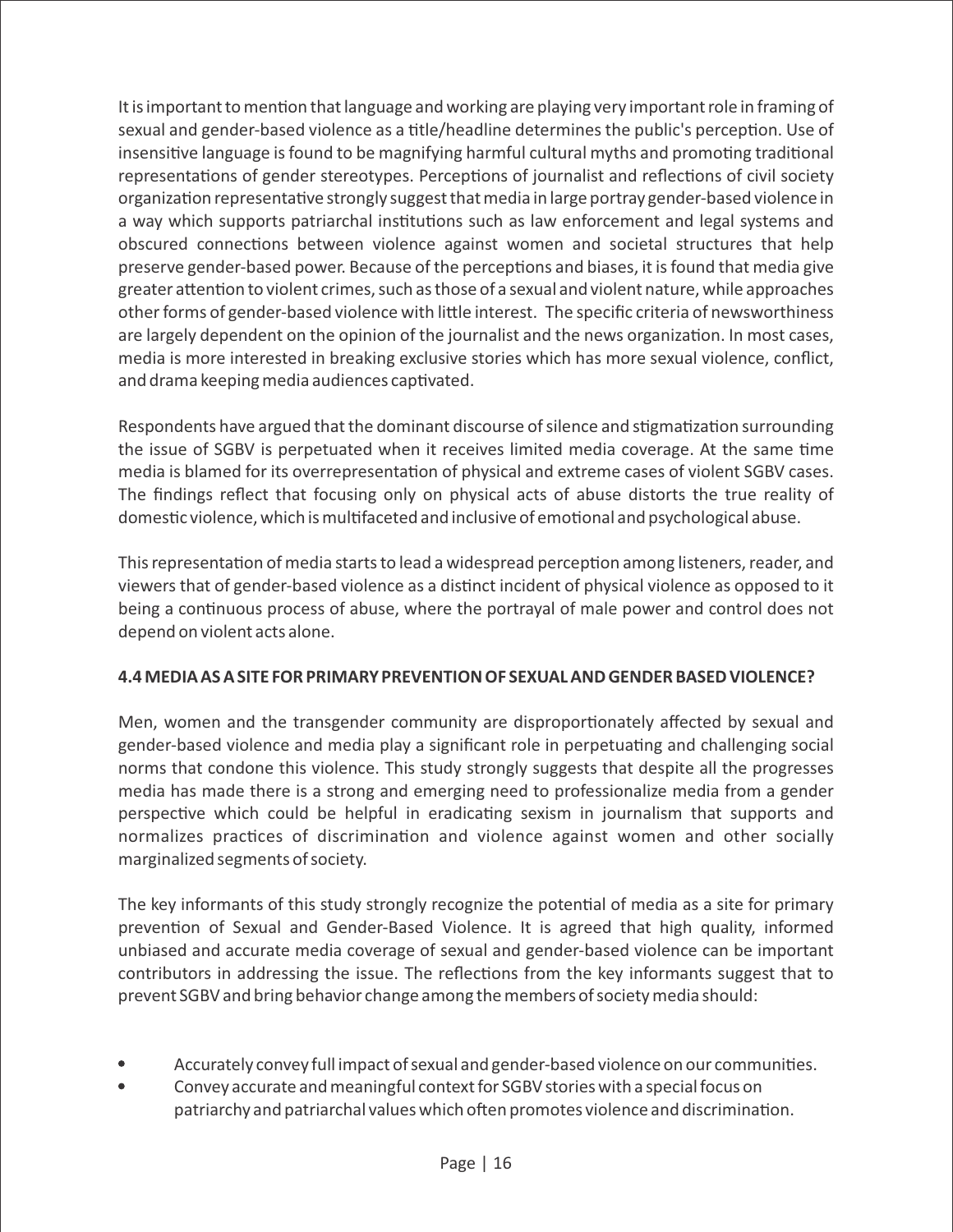It is important to mention that language and working are playing very important role in framing of sexual and gender-based violence as a title/headline determines the public's perception. Use of insensitive language is found to be magnifying harmful cultural myths and promoting traditional representations of gender stereotypes. Perceptions of journalist and reflections of civil society organization representative strongly suggest that media in large portray gender-based violence in a way which supports patriarchal institutions such as law enforcement and legal systems and obscured connections between violence against women and societal structures that help preserve gender-based power. Because of the perceptions and biases, it is found that media give greater attention to violent crimes, such as those of a sexual and violent nature, while approaches other forms of gender-based violence with little interest. The specific criteria of newsworthiness are largely dependent on the opinion of the journalist and the news organization. In most cases, media is more interested in breaking exclusive stories which has more sexual violence, conflict, and drama keeping media audiences captivated.

Respondents have argued that the dominant discourse of silence and stigmatization surrounding the issue of SGBV is perpetuated when it receives limited media coverage. At the same time media is blamed for its overrepresentation of physical and extreme cases of violent SGBV cases. The findings reflect that focusing only on physical acts of abuse distorts the true reality of domestic violence, which is multifaceted and inclusive of emotional and psychological abuse.

This representation of media starts to lead a widespread perception among listeners, reader, and viewers that of gender-based violence as a distinct incident of physical violence as opposed to it being a continuous process of abuse, where the portrayal of male power and control does not depend on violent acts alone.

### 4.4 MEDIA AS A SITE FOR PRIMARY PREVENTION OF SEXUAL AND GENDER BASED VIOLENCE?

Men, women and the transgender community are disproportionately affected by sexual and gender-based violence and media play a significant role in perpetuating and challenging social norms that condone this violence. This study strongly suggests that despite all the progresses media has made there is a strong and emerging need to professionalize media from a gender perspective which could be helpful in eradicating sexism in journalism that supports and normalizes practices of discrimination and violence against women and other socially marginalized segments of society.

The key informants of this study strongly recognize the potential of media as a site for primary prevention of Sexual and Gender-Based Violence. It is agreed that high quality, informed unbiased and accurate media coverage of sexual and gender-based violence can be important contributors in addressing the issue. The reflections from the key informants suggest that to prevent SGBV and bring behavior change among the members of society media should:

- Accurately convey full impact of sexual and gender-based violence on our communities.
- Convey accurate and meaningful context for SGBV stories with a special focus on patriarchy and patriarchal values which often promotes violence and discrimination.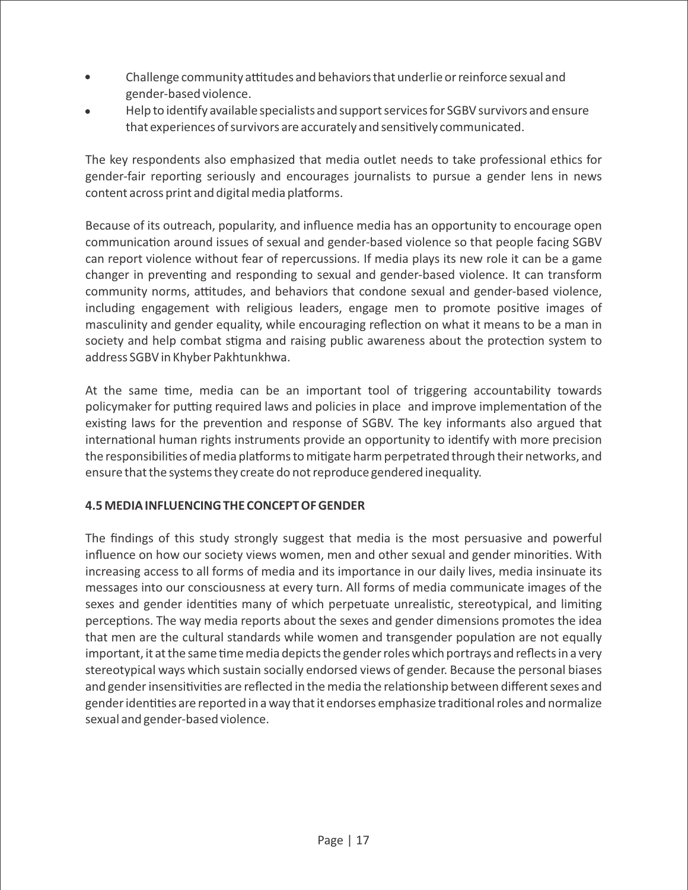- Challenge community attitudes and behaviors that underlie or reinforce sexual and gender-based violence.
- Help to identify available specialists and support services for SGBV survivors and ensure that experiences of survivors are accurately and sensitively communicated.

The key respondents also emphasized that media outlet needs to take professional ethics for gender-fair reporting seriously and encourages journalists to pursue a gender lens in news content across print and digital media platforms.

Because of its outreach, popularity, and influence media has an opportunity to encourage open communication around issues of sexual and gender-based violence so that people facing SGBV can report violence without fear of repercussions. If media plays its new role it can be a game changer in preventing and responding to sexual and gender-based violence. It can transform community norms, attitudes, and behaviors that condone sexual and gender-based violence, including engagement with religious leaders, engage men to promote positive images of masculinity and gender equality, while encouraging reflection on what it means to be a man in society and help combat stigma and raising public awareness about the protection system to address SGBV in Khyber Pakhtunkhwa.

At the same time, media can be an important tool of triggering accountability towards policymaker for putting required laws and policies in place and improve implementation of the existing laws for the prevention and response of SGBV. The key informants also argued that international human rights instruments provide an opportunity to identify with more precision the responsibilities of media platforms to mitigate harm perpetrated through their networks, and ensure that the systems they create do not reproduce gendered inequality.

### 4.5 MEDIA INFLUENCING THE CONCEPT OF GENDER

The findings of this study strongly suggest that media is the most persuasive and powerful influence on how our society views women, men and other sexual and gender minorities. With increasing access to all forms of media and its importance in our daily lives, media insinuate its messages into our consciousness at every turn. All forms of media communicate images of the sexes and gender identities many of which perpetuate unrealistic, stereotypical, and limiting perceptions. The way media reports about the sexes and gender dimensions promotes the idea that men are the cultural standards while women and transgender population are not equally important, it at the same time media depicts the gender roles which portrays and reflects in a very stereotypical ways which sustain socially endorsed views of gender. Because the personal biases and gender insensitivities are reflected in the media the relationship between different sexes and gender identities are reported in a way that it endorses emphasize traditional roles and normalize sexual and gender-based violence.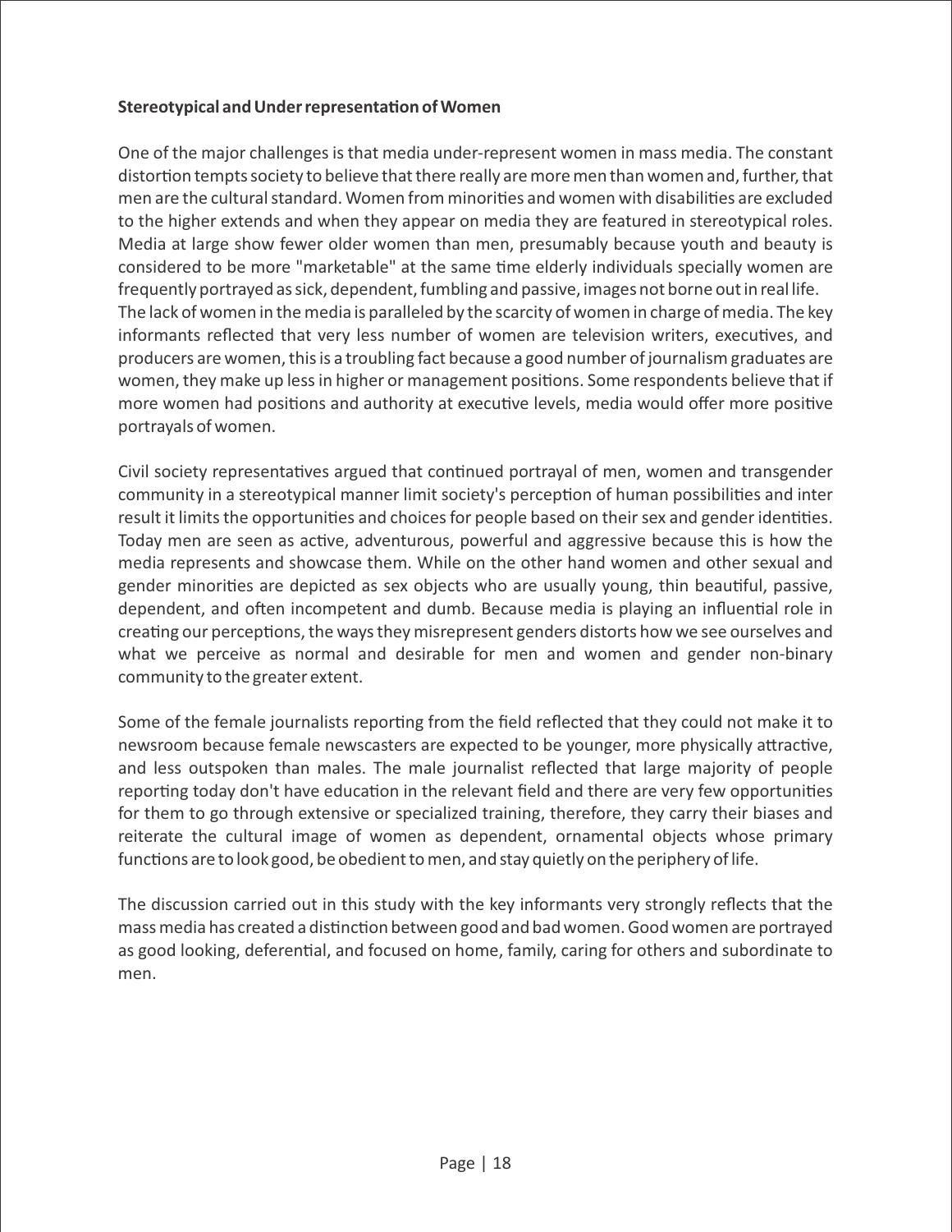**Stereotypical and Under representation of Women**

One of the major challenges is that media under-represent women in mass media. The constant distortion tempts society to believe that there really are more men than women and, further, that men are the cultural standard. Women from minorities and women with disabilities are excluded to the higher extends and when they appear on media they are featured in stereotypical roles. Media at large show fewer older women than men, presumably because youth and beauty is considered to be more "marketable" at the same time elderly individuals specially women are frequently portrayed as sick, dependent, fumbling and passive, images not borne out in real life. The lack of women in the media is paralleled by the scarcity of women in charge of media. The key informants reflected that very less number of women are television writers, executives, and producers are women, this is a troubling fact because a good number of journalism graduates are women, they make up less in higher or management positions. Some respondents believe that if more women had positions and authority at executive levels, media would offer more positive portrayals of women.

Civil society representatives argued that continued portrayal of men, women and transgender community in a stereotypical manner limit society's perception of human possibilities and inter result it limits the opportunities and choices for people based on their sex and gender identities. Today men are seen as active, adventurous, powerful and aggressive because this is how the media represents and showcase them. While on the other hand women and other sexual and gender minorities are depicted as sex objects who are usually young, thin beautiful, passive, dependent, and often incompetent and dumb. Because media is playing an influential role in creating our perceptions, the ways they misrepresent genders distorts how we see ourselves and what we perceive as normal and desirable for men and women and gender non-binary community to the greater extent.

Some of the female journalists reporting from the field reflected that they could not make it to newsroom because female newscasters are expected to be younger, more physically attractive, and less outspoken than males. The male journalist reflected that large majority of people reporting today don't have education in the relevant field and there are very few opportunities for them to go through extensive or specialized training, therefore, they carry their biases and reiterate the cultural image of women as dependent, ornamental objects whose primary functions are to look good, be obedient to men, and stay quietly on the periphery of life.

The discussion carried out in this study with the key informants very strongly reflects that the mass media has created a distinction between good and bad women. Good women are portrayed as good looking, deferential, and focused on home, family, caring for others and subordinate to men.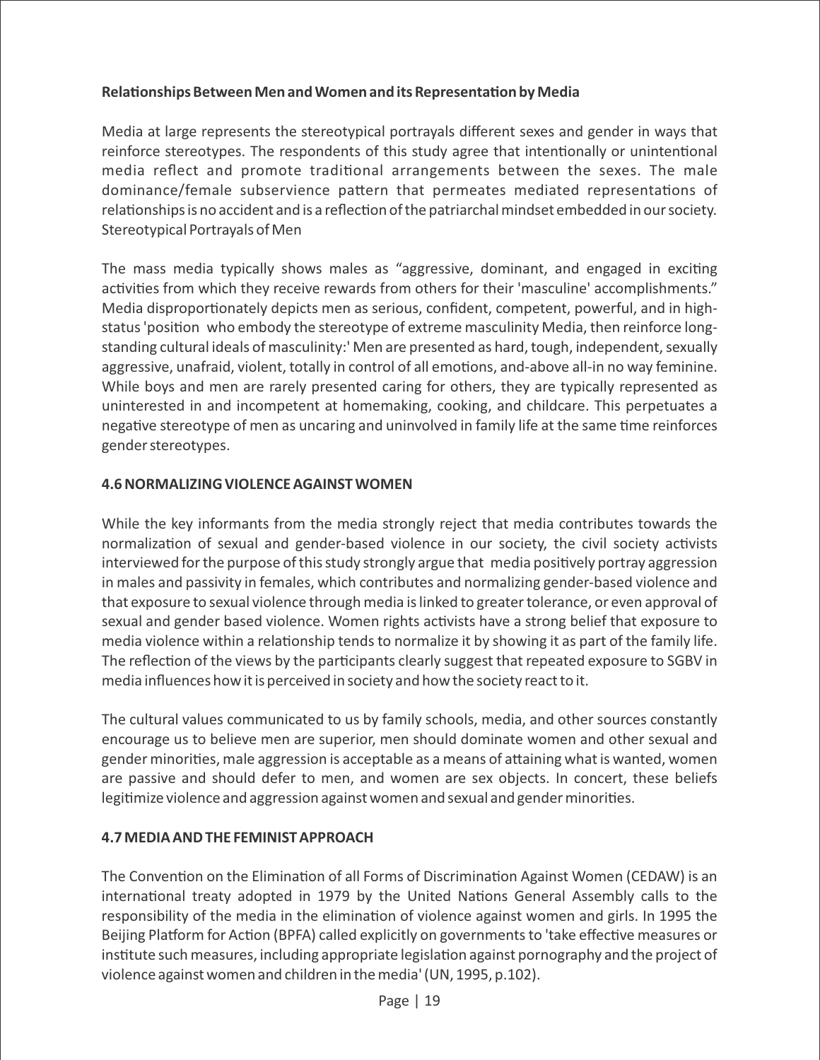**Relationships Between Men and Women and its Representation by Media**

Media at large represents the stereotypical portrayals different sexes and gender in ways that reinforce stereotypes. The respondents of this study agree that intentionally or unintentional media reflect and promote traditional arrangements between the sexes. The male dominance/female subservience pattern that permeates mediated representations of relationships is no accident and is a reflection of the patriarchal mindset embedded in our society. Stereotypical Portrayals of Men

The mass media typically shows males as "aggressive, dominant, and engaged in exciting activities from which they receive rewards from others for their 'masculine' accomplishments." Media disproportionately depicts men as serious, confident, competent, powerful, and in high-status 'position who embody the stereotype of extreme masculinity Media, then reinforce long-standing cultural ideals of masculinity:' Men are presented as hard, tough, independent, sexually aggressive, unafraid, violent, totally in control of all emotions, and-above all-in no way feminine. While boys and men are rarely presented caring for others, they are typically represented as uninterested in and incompetent at homemaking, cooking, and childcare. This perpetuates a negative stereotype of men as uncaring and uninvolved in family life at the same time reinforces gender stereotypes.

**4.6 NORMALIZING VIOLENCE AGAINST WOMEN**

While the key informants from the media strongly reject that media contributes towards the normalization of sexual and gender-based violence in our society, the civil society activists interviewed for the purpose of this study strongly argue that media positively portray aggression in males and passivity in females, which contributes and normalizing gender-based violence and that exposure to sexual violence through media is linked to greater tolerance, or even approval of sexual and gender based violence. Women rights activists have a strong belief that exposure to media violence within a relationship tends to normalize it by showing it as part of the family life. The reflection of the views by the participants clearly suggest that repeated exposure to SGBV in media influences how it is perceived in society and how the society react to it.

The cultural values communicated to us by family schools, media, and other sources constantly encourage us to believe men are superior, men should dominate women and other sexual and gender minorities, male aggression is acceptable as a means of attaining what is wanted, women are passive and should defer to men, and women are sex objects. In concert, these beliefs legitimize violence and aggression against women and sexual and gender minorities.

**4.7 MEDIA AND THE FEMINIST APPROACH**

The Convention on the Elimination of all Forms of Discrimination Against Women (CEDAW) is an international treaty adopted in 1979 by the United Nations General Assembly calls to the responsibility of the media in the elimination of violence against women and girls. In 1995 the Beijing Platform for Action (BPFA) called explicitly on governments to 'take effective measures or institute such measures, including appropriate legislation against pornography and the project of violence against women and children in the media' (UN, 1995, p.102).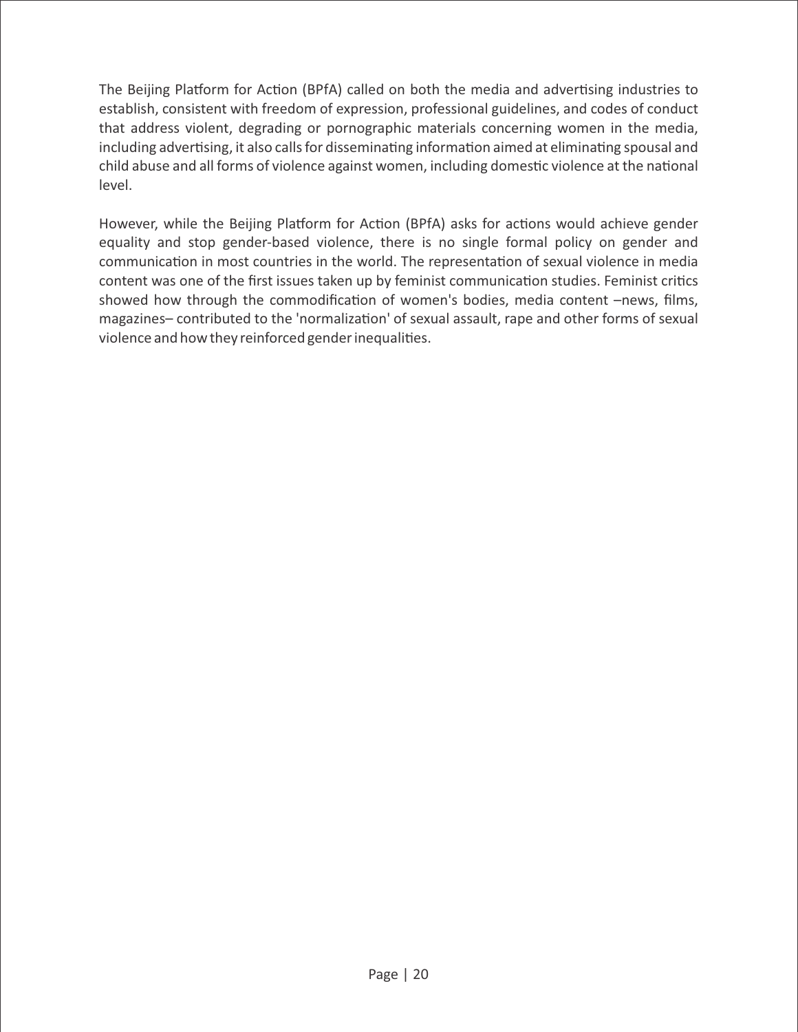The Beijing Platform for Action (BPfA) called on both the media and advertising industries to establish, consistent with freedom of expression, professional guidelines, and codes of conduct that address violent, degrading or pornographic materials concerning women in the media, including advertising, it also calls for disseminating information aimed at eliminating spousal and child abuse and all forms of violence against women, including domestic violence at the national level.

However, while the Beijing Platform for Action (BPfA) asks for actions would achieve gender equality and stop gender-based violence, there is no single formal policy on gender and communication in most countries in the world. The representation of sexual violence in media content was one of the first issues taken up by feminist communication studies. Feminist critics showed how through the commodification of women's bodies, media content –news, films, magazines– contributed to the 'normalization' of sexual assault, rape and other forms of sexual violence and how they reinforced gender inequalities.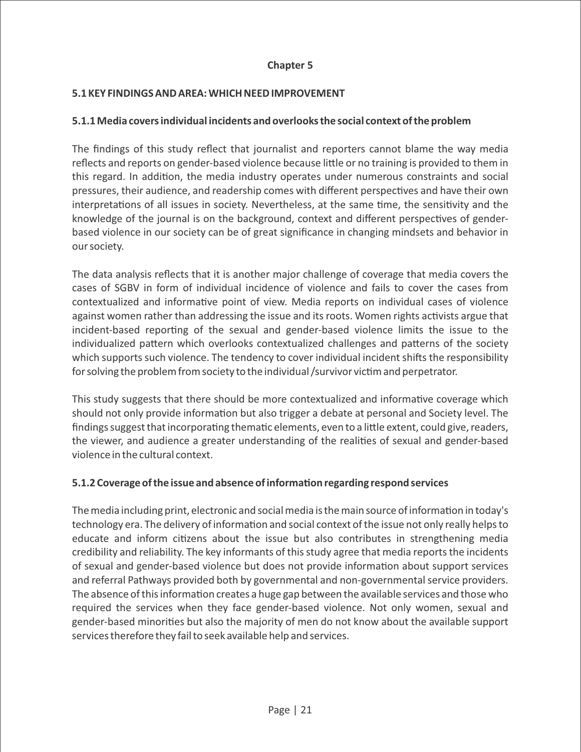## Chapter 5

### 5.1 KEY FINDINGS AND AREA: WHICH NEED IMPROVEMENT

#### 5.1.1 Media covers individual incidents and overlooks the social context of the problem

The findings of this study reflect that journalist and reporters cannot blame the way media reflects and reports on gender-based violence because little or no training is provided to them in this regard. In addition, the media industry operates under numerous constraints and social pressures, their audience, and readership comes with different perspectives and have their own interpretations of all issues in society. Nevertheless, at the same time, the sensitivity and the knowledge of the journal is on the background, context and different perspectives of gender-based violence in our society can be of great significance in changing mindsets and behavior in our society.

The data analysis reflects that it is another major challenge of coverage that media covers the cases of SGBV in form of individual incidence of violence and fails to cover the cases from contextualized and informative point of view. Media reports on individual cases of violence against women rather than addressing the issue and its roots. Women rights activists argue that incident-based reporting of the sexual and gender-based violence limits the issue to the individualized pattern which overlooks contextualized challenges and patterns of the society which supports such violence. The tendency to cover individual incident shifts the responsibility for solving the problem from society to the individual /survivor victim and perpetrator.

This study suggests that there should be more contextualized and informative coverage which should not only provide information but also trigger a debate at personal and Society level. The findings suggest that incorporating thematic elements, even to a little extent, could give, readers, the viewer, and audience a greater understanding of the realities of sexual and gender-based violence in the cultural context.

#### 5.1.2 Coverage of the issue and absence of information regarding respond services

The media including print, electronic and social media is the main source of information in today's technology era. The delivery of information and social context of the issue not only really helps to educate and inform citizens about the issue but also contributes in strengthening media credibility and reliability. The key informants of this study agree that media reports the incidents of sexual and gender-based violence but does not provide information about support services and referral Pathways provided both by governmental and non-governmental service providers. The absence of this information creates a huge gap between the available services and those who required the services when they face gender-based violence. Not only women, sexual and gender-based minorities but also the majority of men do not know about the available support services therefore they fail to seek available help and services.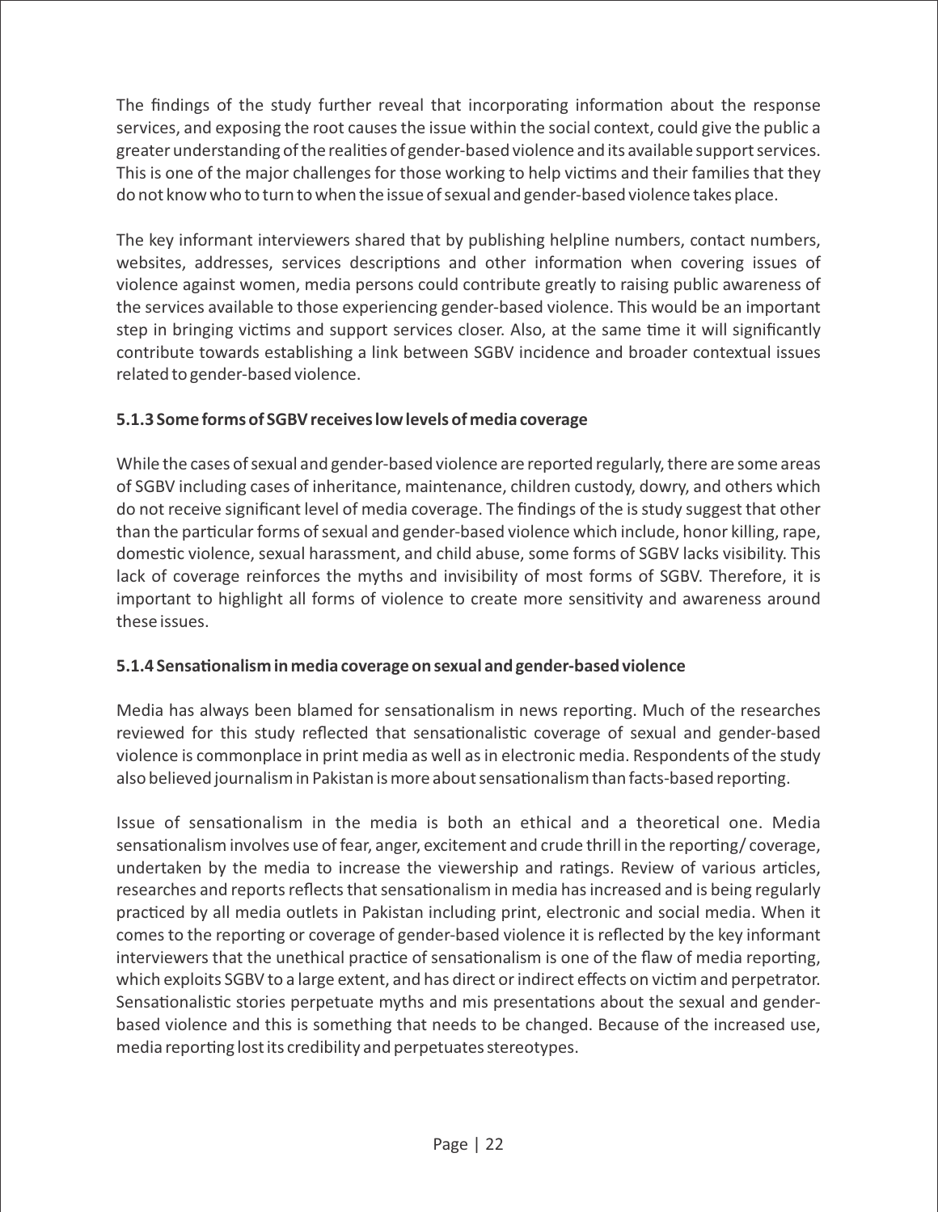The findings of the study further reveal that incorporating information about the response services, and exposing the root causes the issue within the social context, could give the public a greater understanding of the realities of gender-based violence and its available support services. This is one of the major challenges for those working to help victims and their families that they do not know who to turn to when the issue of sexual and gender-based violence takes place.

The key informant interviewers shared that by publishing helpline numbers, contact numbers, websites, addresses, services descriptions and other information when covering issues of violence against women, media persons could contribute greatly to raising public awareness of the services available to those experiencing gender-based violence. This would be an important step in bringing victims and support services closer. Also, at the same time it will significantly contribute towards establishing a link between SGBV incidence and broader contextual issues related to gender-based violence.

### 5.1.3 Some forms of SGBV receives low levels of media coverage

While the cases of sexual and gender-based violence are reported regularly, there are some areas of SGBV including cases of inheritance, maintenance, children custody, dowry, and others which do not receive significant level of media coverage. The findings of the is study suggest that other than the particular forms of sexual and gender-based violence which include, honor killing, rape, domestic violence, sexual harassment, and child abuse, some forms of SGBV lacks visibility. This lack of coverage reinforces the myths and invisibility of most forms of SGBV. Therefore, it is important to highlight all forms of violence to create more sensitivity and awareness around these issues.

### 5.1.4 Sensationalism in media coverage on sexual and gender-based violence

Media has always been blamed for sensationalism in news reporting. Much of the researches reviewed for this study reflected that sensationalistic coverage of sexual and gender-based violence is commonplace in print media as well as in electronic media. Respondents of the study also believed journalism in Pakistan is more about sensationalism than facts-based reporting.

Issue of sensationalism in the media is both an ethical and a theoretical one. Media sensationalism involves use of fear, anger, excitement and crude thrill in the reporting/ coverage, undertaken by the media to increase the viewership and ratings. Review of various articles, researches and reports reflects that sensationalism in media has increased and is being regularly practiced by all media outlets in Pakistan including print, electronic and social media. When it comes to the reporting or coverage of gender-based violence it is reflected by the key informant interviewers that the unethical practice of sensationalism is one of the flaw of media reporting, which exploits SGBV to a large extent, and has direct or indirect effects on victim and perpetrator. Sensationalistic stories perpetuate myths and mis presentations about the sexual and gender-based violence and this is something that needs to be changed. Because of the increased use, media reporting lost its credibility and perpetuates stereotypes.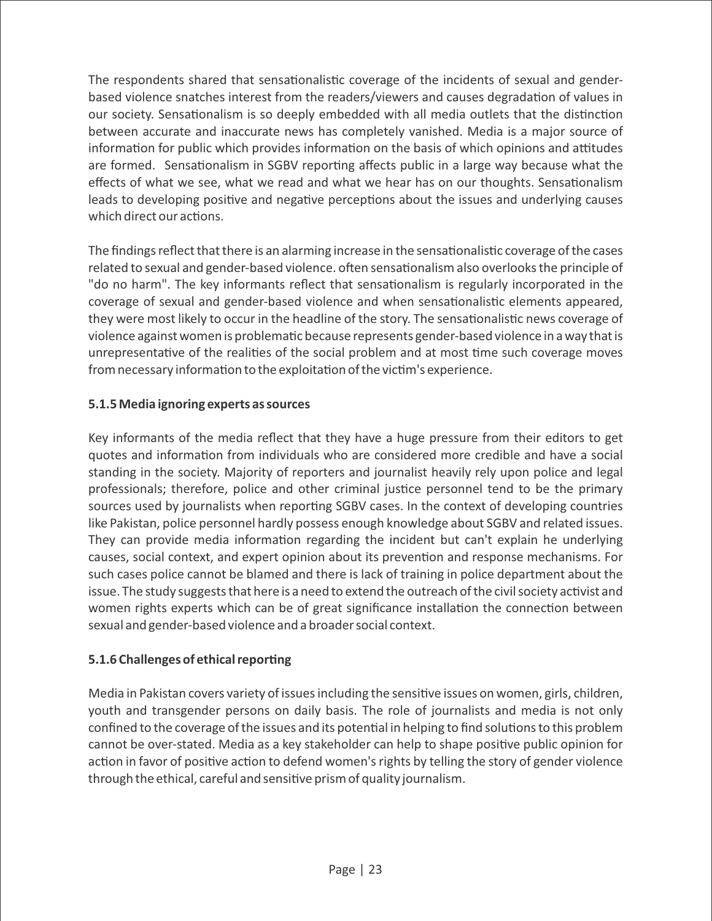The respondents shared that sensationalistic coverage of the incidents of sexual and gender-based violence snatches interest from the readers/viewers and causes degradation of values in our society. Sensationalism is so deeply embedded with all media outlets that the distinction between accurate and inaccurate news has completely vanished. Media is a major source of information for public which provides information on the basis of which opinions and attitudes are formed. Sensationalism in SGBV reporting affects public in a large way because what the effects of what we see, what we read and what we hear has on our thoughts. Sensationalism leads to developing positive and negative perceptions about the issues and underlying causes which direct our actions.

The findings reflect that there is an alarming increase in the sensationalistic coverage of the cases related to sexual and gender-based violence. often sensationalism also overlooks the principle of "do no harm". The key informants reflect that sensationalism is regularly incorporated in the coverage of sexual and gender-based violence and when sensationalistic elements appeared, they were most likely to occur in the headline of the story. The sensationalistic news coverage of violence against women is problematic because represents gender-based violence in a way that is unrepresentative of the realities of the social problem and at most time such coverage moves from necessary information to the exploitation of the victim's experience.

### 5.1.5 Media ignoring experts as sources

Key informants of the media reflect that they have a huge pressure from their editors to get quotes and information from individuals who are considered more credible and have a social standing in the society. Majority of reporters and journalist heavily rely upon police and legal professionals; therefore, police and other criminal justice personnel tend to be the primary sources used by journalists when reporting SGBV cases. In the context of developing countries like Pakistan, police personnel hardly possess enough knowledge about SGBV and related issues. They can provide media information regarding the incident but can't explain he underlying causes, social context, and expert opinion about its prevention and response mechanisms. For such cases police cannot be blamed and there is lack of training in police department about the issue. The study suggests that here is a need to extend the outreach of the civil society activist and women rights experts which can be of great significance installation the connection between sexual and gender-based violence and a broader social context.

### 5.1.6 Challenges of ethical reporting

Media in Pakistan covers variety of issues including the sensitive issues on women, girls, children, youth and transgender persons on daily basis. The role of journalists and media is not only confined to the coverage of the issues and its potential in helping to find solutions to this problem cannot be over-stated. Media as a key stakeholder can help to shape positive public opinion for action in favor of positive action to defend women's rights by telling the story of gender violence through the ethical, careful and sensitive prism of quality journalism.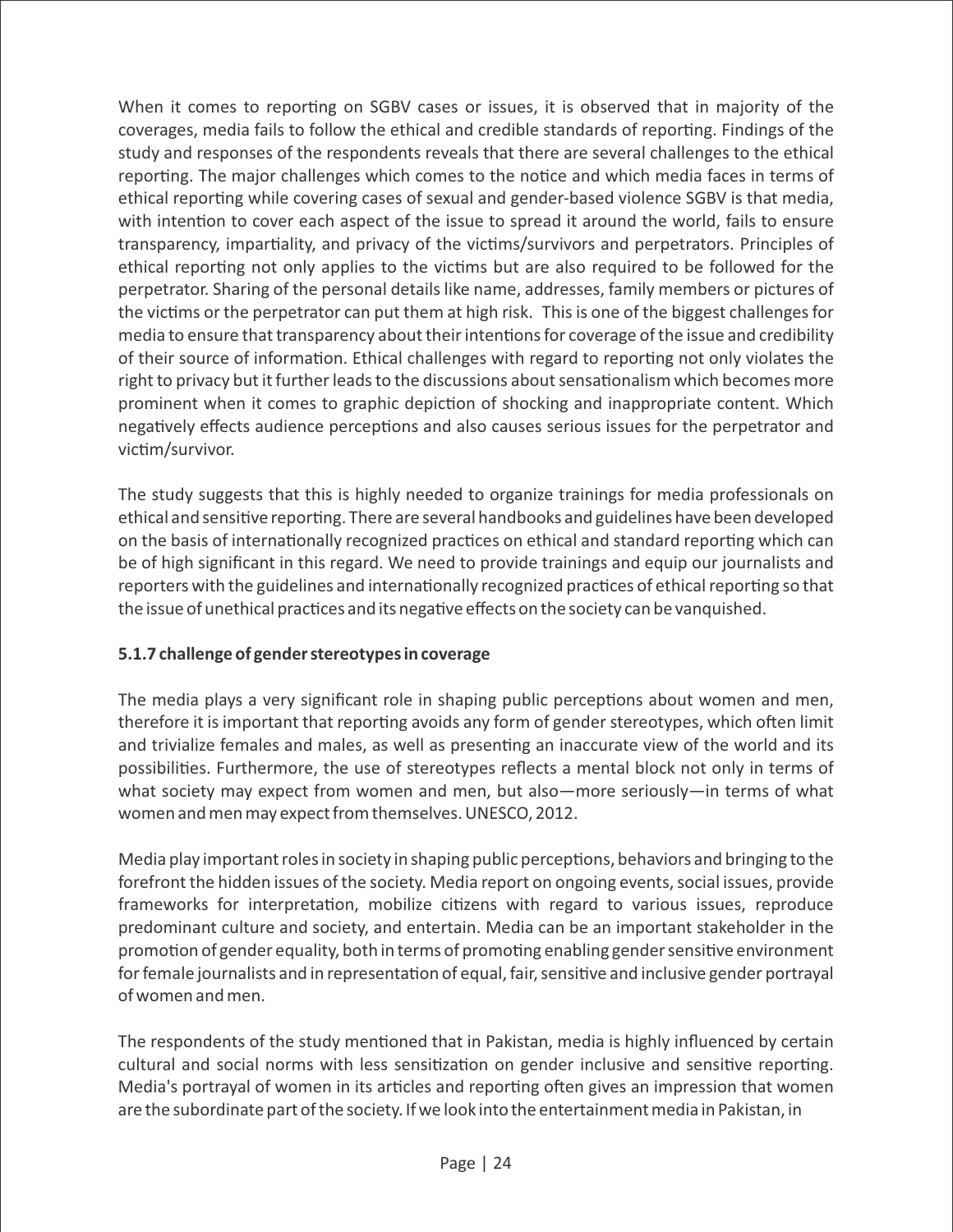When it comes to reporting on SGBV cases or issues, it is observed that in majority of the coverages, media fails to follow the ethical and credible standards of reporting. Findings of the study and responses of the respondents reveals that there are several challenges to the ethical reporting. The major challenges which comes to the notice and which media faces in terms of ethical reporting while covering cases of sexual and gender-based violence SGBV is that media, with intention to cover each aspect of the issue to spread it around the world, fails to ensure transparency, impartiality, and privacy of the victims/survivors and perpetrators. Principles of ethical reporting not only applies to the victims but are also required to be followed for the perpetrator. Sharing of the personal details like name, addresses, family members or pictures of the victims or the perpetrator can put them at high risk. This is one of the biggest challenges for media to ensure that transparency about their intentions for coverage of the issue and credibility of their source of information. Ethical challenges with regard to reporting not only violates the right to privacy but it further leads to the discussions about sensationalism which becomes more prominent when it comes to graphic depiction of shocking and inappropriate content. Which negatively effects audience perceptions and also causes serious issues for the perpetrator and victim/survivor.

The study suggests that this is highly needed to organize trainings for media professionals on ethical and sensitive reporting. There are several handbooks and guidelines have been developed on the basis of internationally recognized practices on ethical and standard reporting which can be of high significant in this regard. We need to provide trainings and equip our journalists and reporters with the guidelines and internationally recognized practices of ethical reporting so that the issue of unethical practices and its negative effects on the society can be vanquished.

#### 5.1.7 challenge of gender stereotypes in coverage

The media plays a very significant role in shaping public perceptions about women and men, therefore it is important that reporting avoids any form of gender stereotypes, which often limit and trivialize females and males, as well as presenting an inaccurate view of the world and its possibilities. Furthermore, the use of stereotypes reflects a mental block not only in terms of what society may expect from women and men, but also—more seriously—in terms of what women and men may expect from themselves. UNESCO, 2012.

Media play important roles in society in shaping public perceptions, behaviors and bringing to the forefront the hidden issues of the society. Media report on ongoing events, social issues, provide frameworks for interpretation, mobilize citizens with regard to various issues, reproduce predominant culture and society, and entertain. Media can be an important stakeholder in the promotion of gender equality, both in terms of promoting enabling gender sensitive environment for female journalists and in representation of equal, fair, sensitive and inclusive gender portrayal of women and men.

The respondents of the study mentioned that in Pakistan, media is highly influenced by certain cultural and social norms with less sensitization on gender inclusive and sensitive reporting. Media's portrayal of women in its articles and reporting often gives an impression that women are the subordinate part of the society. If we look into the entertainment media in Pakistan, in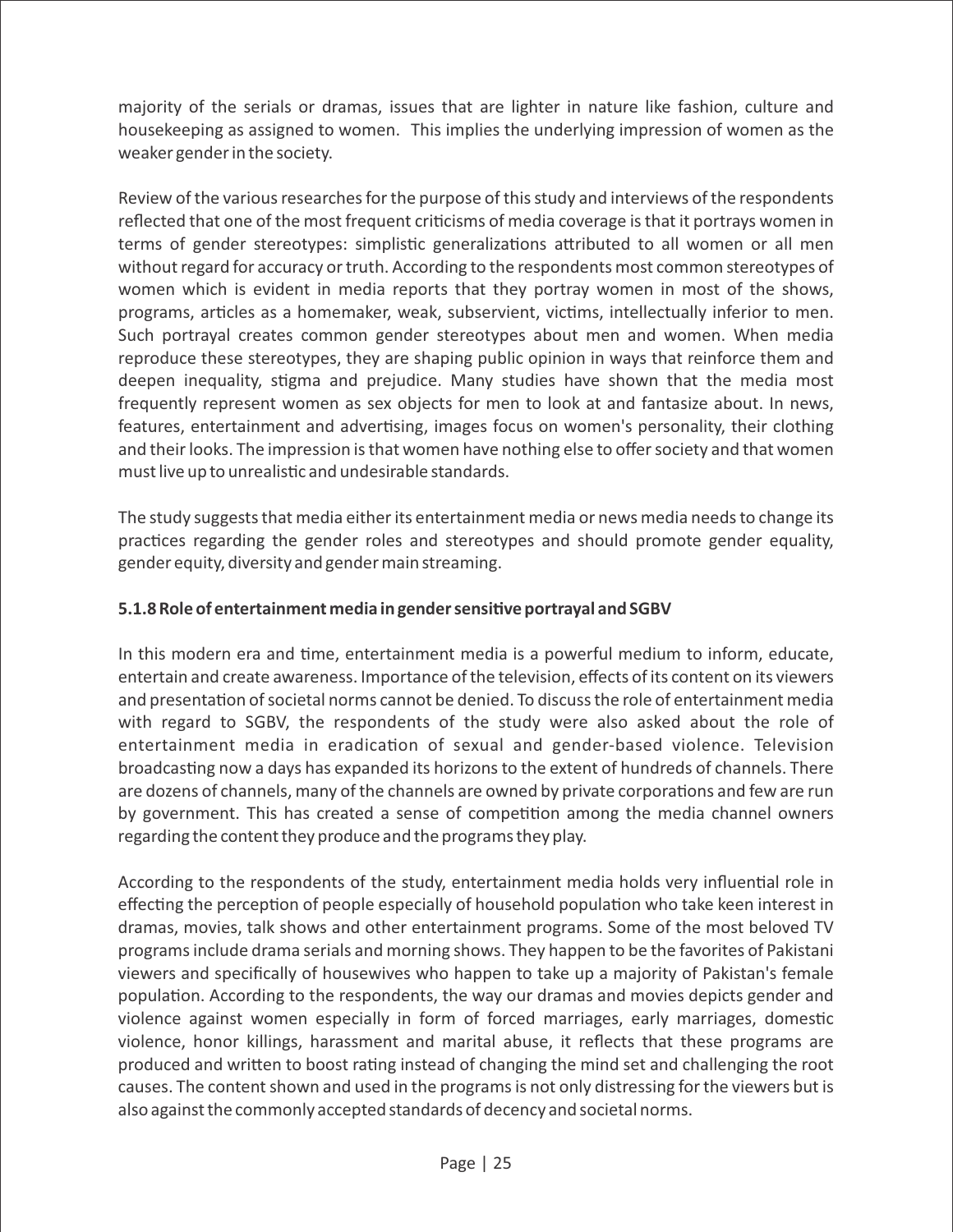majority of the serials or dramas, issues that are lighter in nature like fashion, culture and housekeeping as assigned to women. This implies the underlying impression of women as the weaker gender in the society.

Review of the various researches for the purpose of this study and interviews of the respondents reflected that one of the most frequent criticisms of media coverage is that it portrays women in terms of gender stereotypes: simplistic generalizations attributed to all women or all men without regard for accuracy or truth. According to the respondents most common stereotypes of women which is evident in media reports that they portray women in most of the shows, programs, articles as a homemaker, weak, subservient, victims, intellectually inferior to men. Such portrayal creates common gender stereotypes about men and women. When media reproduce these stereotypes, they are shaping public opinion in ways that reinforce them and deepen inequality, stigma and prejudice. Many studies have shown that the media most frequently represent women as sex objects for men to look at and fantasize about. In news, features, entertainment and advertising, images focus on women's personality, their clothing and their looks. The impression is that women have nothing else to offer society and that women must live up to unrealistic and undesirable standards.

The study suggests that media either its entertainment media or news media needs to change its practices regarding the gender roles and stereotypes and should promote gender equality, gender equity, diversity and gender main streaming.

#### 5.1.8 Role of entertainment media in gender sensitive portrayal and SGBV

In this modern era and time, entertainment media is a powerful medium to inform, educate, entertain and create awareness. Importance of the television, effects of its content on its viewers and presentation of societal norms cannot be denied. To discuss the role of entertainment media with regard to SGBV, the respondents of the study were also asked about the role of entertainment media in eradication of sexual and gender-based violence. Television broadcasting now a days has expanded its horizons to the extent of hundreds of channels. There are dozens of channels, many of the channels are owned by private corporations and few are run by government. This has created a sense of competition among the media channel owners regarding the content they produce and the programs they play.

According to the respondents of the study, entertainment media holds very influential role in effecting the perception of people especially of household population who take keen interest in dramas, movies, talk shows and other entertainment programs. Some of the most beloved TV programs include drama serials and morning shows. They happen to be the favorites of Pakistani viewers and specifically of housewives who happen to take up a majority of Pakistan's female population. According to the respondents, the way our dramas and movies depicts gender and violence against women especially in form of forced marriages, early marriages, domestic violence, honor killings, harassment and marital abuse, it reflects that these programs are produced and written to boost rating instead of changing the mind set and challenging the root causes. The content shown and used in the programs is not only distressing for the viewers but is also against the commonly accepted standards of decency and societal norms.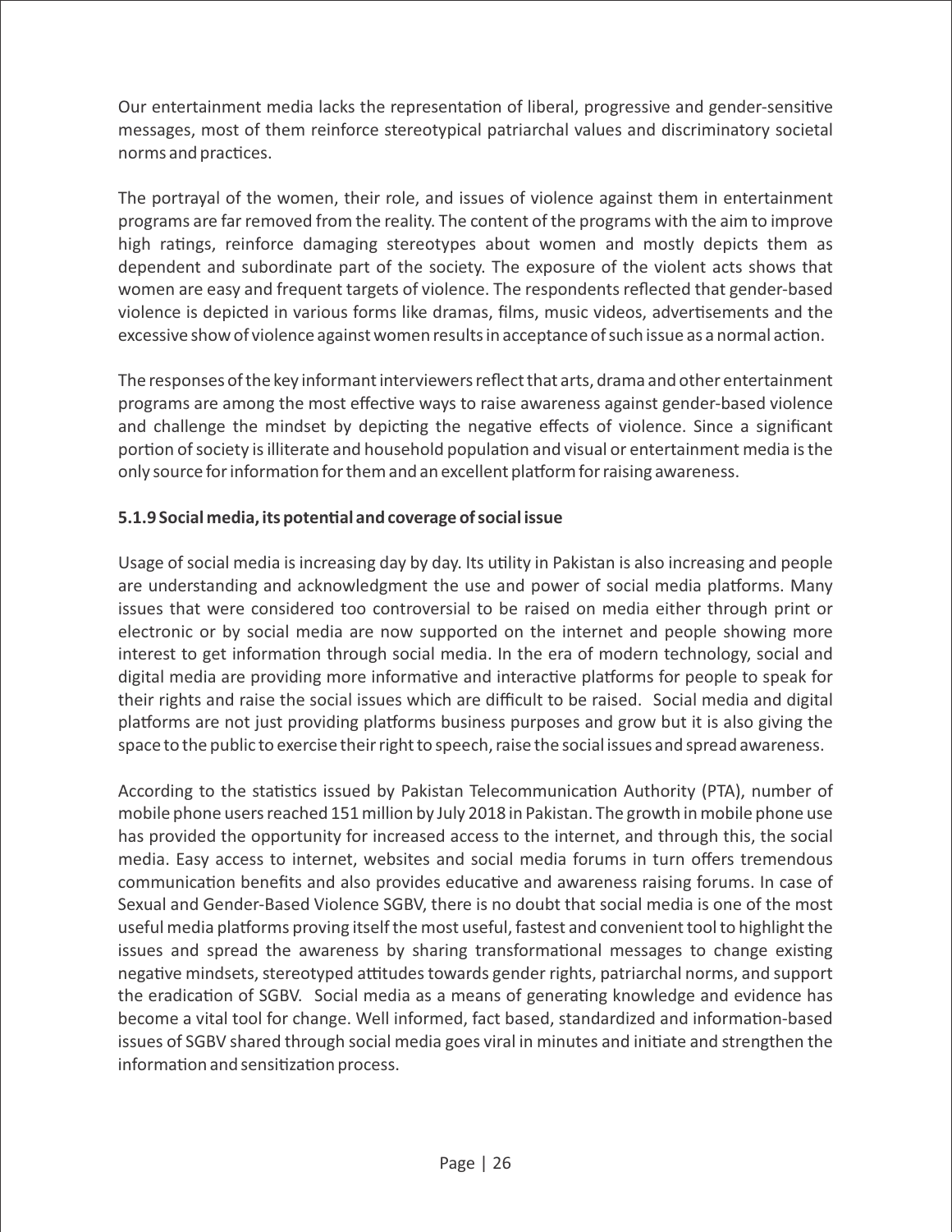Our entertainment media lacks the representation of liberal, progressive and gender-sensitive messages, most of them reinforce stereotypical patriarchal values and discriminatory societal norms and practices.

The portrayal of the women, their role, and issues of violence against them in entertainment programs are far removed from the reality. The content of the programs with the aim to improve high ratings, reinforce damaging stereotypes about women and mostly depicts them as dependent and subordinate part of the society. The exposure of the violent acts shows that women are easy and frequent targets of violence. The respondents reflected that gender-based violence is depicted in various forms like dramas, films, music videos, advertisements and the excessive show of violence against women results in acceptance of such issue as a normal action.

The responses of the key informant interviewers reflect that arts, drama and other entertainment programs are among the most effective ways to raise awareness against gender-based violence and challenge the mindset by depicting the negative effects of violence. Since a significant portion of society is illiterate and household population and visual or entertainment media is the only source for information for them and an excellent platform for raising awareness.

#### 5.1.9 Social media, its potential and coverage of social issue

Usage of social media is increasing day by day. Its utility in Pakistan is also increasing and people are understanding and acknowledgment the use and power of social media platforms. Many issues that were considered too controversial to be raised on media either through print or electronic or by social media are now supported on the internet and people showing more interest to get information through social media. In the era of modern technology, social and digital media are providing more informative and interactive platforms for people to speak for their rights and raise the social issues which are difficult to be raised. Social media and digital platforms are not just providing platforms business purposes and grow but it is also giving the space to the public to exercise their right to speech, raise the social issues and spread awareness.

According to the statistics issued by Pakistan Telecommunication Authority (PTA), number of mobile phone users reached 151 million by July 2018 in Pakistan. The growth in mobile phone use has provided the opportunity for increased access to the internet, and through this, the social media. Easy access to internet, websites and social media forums in turn offers tremendous communication benefits and also provides educative and awareness raising forums. In case of Sexual and Gender-Based Violence SGBV, there is no doubt that social media is one of the most useful media platforms proving itself the most useful, fastest and convenient tool to highlight the issues and spread the awareness by sharing transformational messages to change existing negative mindsets, stereotyped attitudes towards gender rights, patriarchal norms, and support the eradication of SGBV. Social media as a means of generating knowledge and evidence has become a vital tool for change. Well informed, fact based, standardized and information-based issues of SGBV shared through social media goes viral in minutes and initiate and strengthen the information and sensitization process.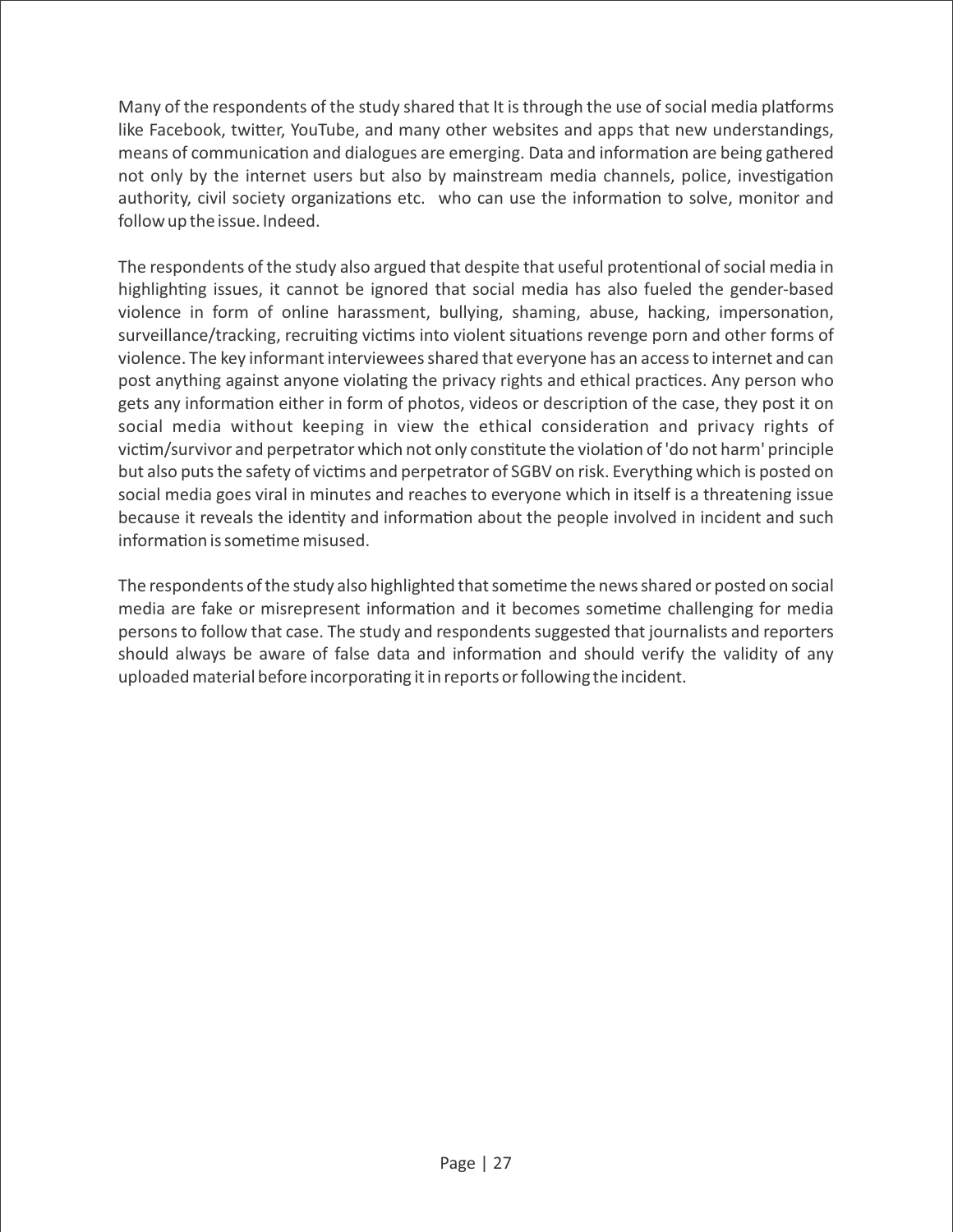Many of the respondents of the study shared that It is through the use of social media platforms like Facebook, twitter, YouTube, and many other websites and apps that new understandings, means of communication and dialogues are emerging. Data and information are being gathered not only by the internet users but also by mainstream media channels, police, investigation authority, civil society organizations etc. who can use the information to solve, monitor and follow up the issue. Indeed.

The respondents of the study also argued that despite that useful protentional of social media in highlighting issues, it cannot be ignored that social media has also fueled the gender-based violence in form of online harassment, bullying, shaming, abuse, hacking, impersonation, surveillance/tracking, recruiting victims into violent situations revenge porn and other forms of violence. The key informant interviewees shared that everyone has an access to internet and can post anything against anyone violating the privacy rights and ethical practices. Any person who gets any information either in form of photos, videos or description of the case, they post it on social media without keeping in view the ethical consideration and privacy rights of victim/survivor and perpetrator which not only constitute the violation of 'do not harm' principle but also puts the safety of victims and perpetrator of SGBV on risk. Everything which is posted on social media goes viral in minutes and reaches to everyone which in itself is a threatening issue because it reveals the identity and information about the people involved in incident and such information is sometime misused.

The respondents of the study also highlighted that sometime the news shared or posted on social media are fake or misrepresent information and it becomes sometime challenging for media persons to follow that case. The study and respondents suggested that journalists and reporters should always be aware of false data and information and should verify the validity of any uploaded material before incorporating it in reports or following the incident.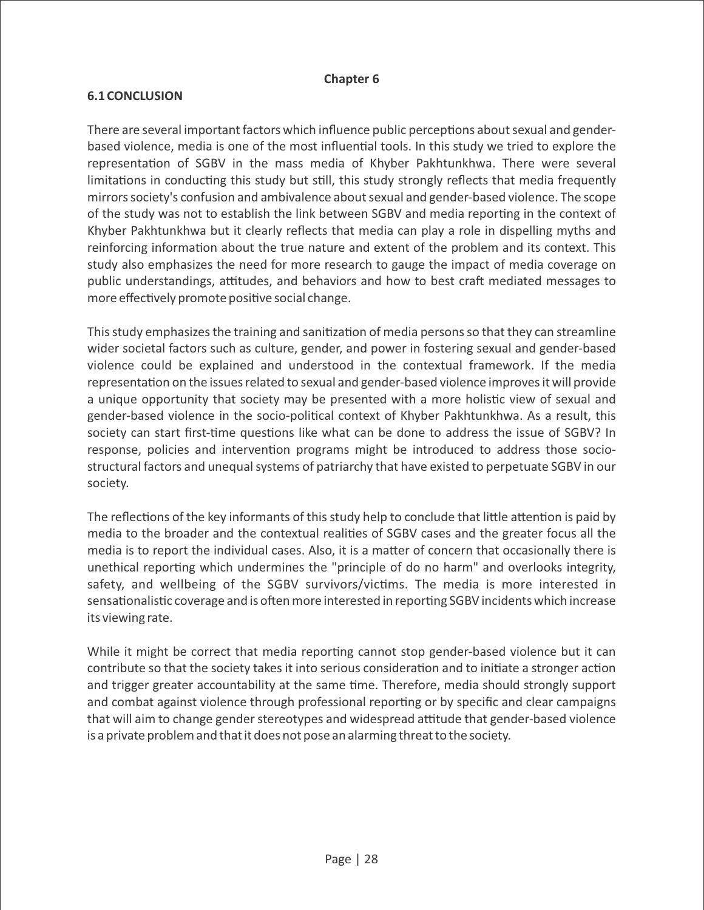# Chapter 6

## 6.1 CONCLUSION

There are several important factors which influence public perceptions about sexual and gender-based violence, media is one of the most influential tools. In this study we tried to explore the representation of SGBV in the mass media of Khyber Pakhtunkhwa. There were several limitations in conducting this study but still, this study strongly reflects that media frequently mirrors society's confusion and ambivalence about sexual and gender-based violence. The scope of the study was not to establish the link between SGBV and media reporting in the context of Khyber Pakhtunkhwa but it clearly reflects that media can play a role in dispelling myths and reinforcing information about the true nature and extent of the problem and its context. This study also emphasizes the need for more research to gauge the impact of media coverage on public understandings, attitudes, and behaviors and how to best craft mediated messages to more effectively promote positive social change.

This study emphasizes the training and sanitization of media persons so that they can streamline wider societal factors such as culture, gender, and power in fostering sexual and gender-based violence could be explained and understood in the contextual framework. If the media representation on the issues related to sexual and gender-based violence improves it will provide a unique opportunity that society may be presented with a more holistic view of sexual and gender-based violence in the socio-political context of Khyber Pakhtunkhwa. As a result, this society can start first-time questions like what can be done to address the issue of SGBV? In response, policies and intervention programs might be introduced to address those socio-structural factors and unequal systems of patriarchy that have existed to perpetuate SGBV in our society.

The reflections of the key informants of this study help to conclude that little attention is paid by media to the broader and the contextual realities of SGBV cases and the greater focus all the media is to report the individual cases. Also, it is a matter of concern that occasionally there is unethical reporting which undermines the "principle of do no harm" and overlooks integrity, safety, and wellbeing of the SGBV survivors/victims. The media is more interested in sensationalistic coverage and is often more interested in reporting SGBV incidents which increase its viewing rate.

While it might be correct that media reporting cannot stop gender-based violence but it can contribute so that the society takes it into serious consideration and to initiate a stronger action and trigger greater accountability at the same time. Therefore, media should strongly support and combat against violence through professional reporting or by specific and clear campaigns that will aim to change gender stereotypes and widespread attitude that gender-based violence is a private problem and that it does not pose an alarming threat to the society.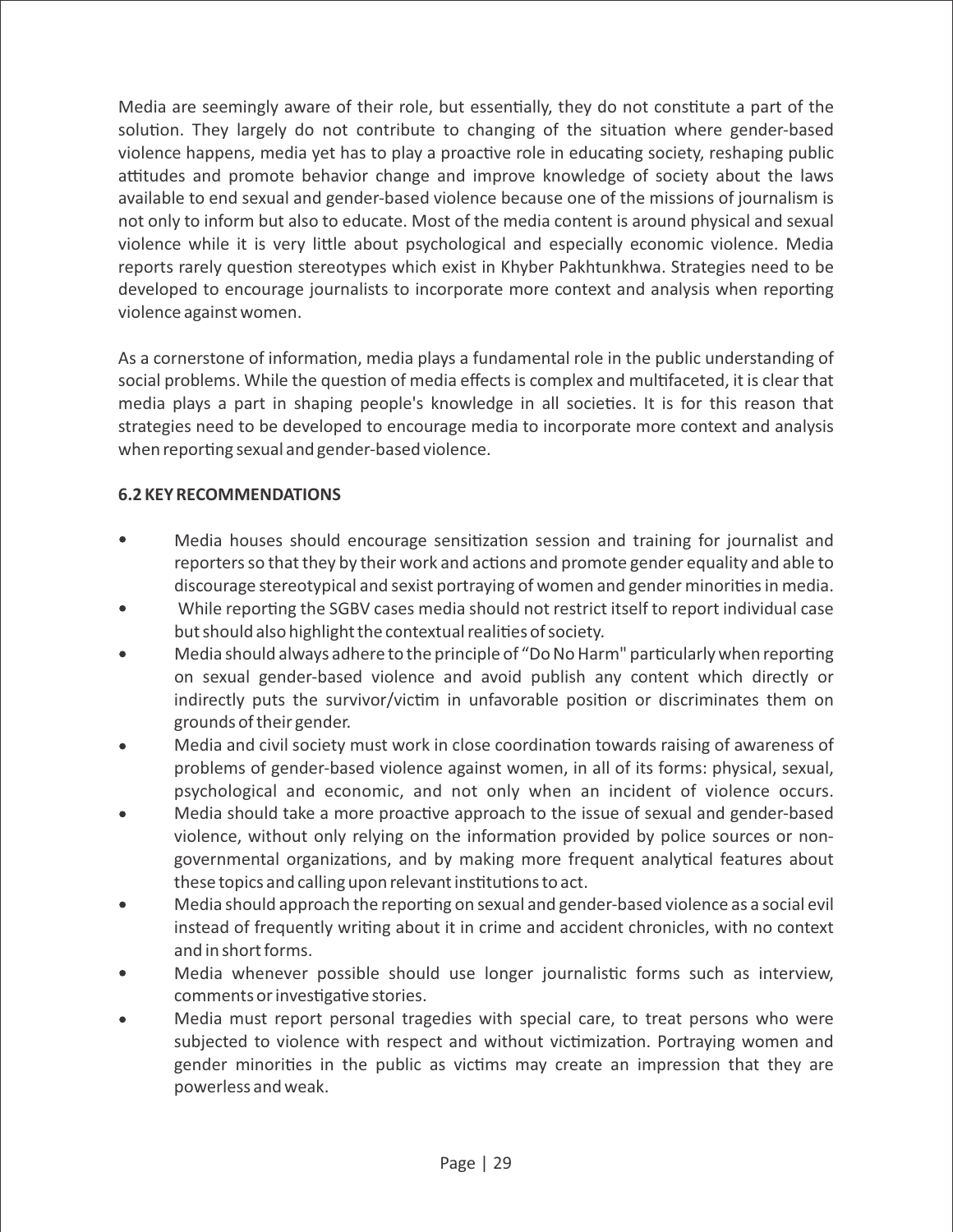Media are seemingly aware of their role, but essentially, they do not constitute a part of the solution. They largely do not contribute to changing of the situation where gender-based violence happens, media yet has to play a proactive role in educating society, reshaping public attitudes and promote behavior change and improve knowledge of society about the laws available to end sexual and gender-based violence because one of the missions of journalism is not only to inform but also to educate. Most of the media content is around physical and sexual violence while it is very little about psychological and especially economic violence. Media reports rarely question stereotypes which exist in Khyber Pakhtunkhwa. Strategies need to be developed to encourage journalists to incorporate more context and analysis when reporting violence against women.

As a cornerstone of information, media plays a fundamental role in the public understanding of social problems. While the question of media effects is complex and multifaceted, it is clear that media plays a part in shaping people's knowledge in all societies. It is for this reason that strategies need to be developed to encourage media to incorporate more context and analysis when reporting sexual and gender-based violence.

### 6.2 KEY RECOMMENDATIONS

- Media houses should encourage sensitization session and training for journalist and reporters so that they by their work and actions and promote gender equality and able to discourage stereotypical and sexist portraying of women and gender minorities in media.
- While reporting the SGBV cases media should not restrict itself to report individual case but should also highlight the contextual realities of society.
- Media should always adhere to the principle of "Do No Harm" particularly when reporting on sexual gender-based violence and avoid publish any content which directly or indirectly puts the survivor/victim in unfavorable position or discriminates them on grounds of their gender.
- Media and civil society must work in close coordination towards raising of awareness of problems of gender-based violence against women, in all of its forms: physical, sexual, psychological and economic, and not only when an incident of violence occurs.
- Media should take a more proactive approach to the issue of sexual and gender-based violence, without only relying on the information provided by police sources or non-governmental organizations, and by making more frequent analytical features about these topics and calling upon relevant institutions to act.
- Media should approach the reporting on sexual and gender-based violence as a social evil instead of frequently writing about it in crime and accident chronicles, with no context and in short forms.
- Media whenever possible should use longer journalistic forms such as interview, comments or investigative stories.
- Media must report personal tragedies with special care, to treat persons who were subjected to violence with respect and without victimization. Portraying women and gender minorities in the public as victims may create an impression that they are powerless and weak.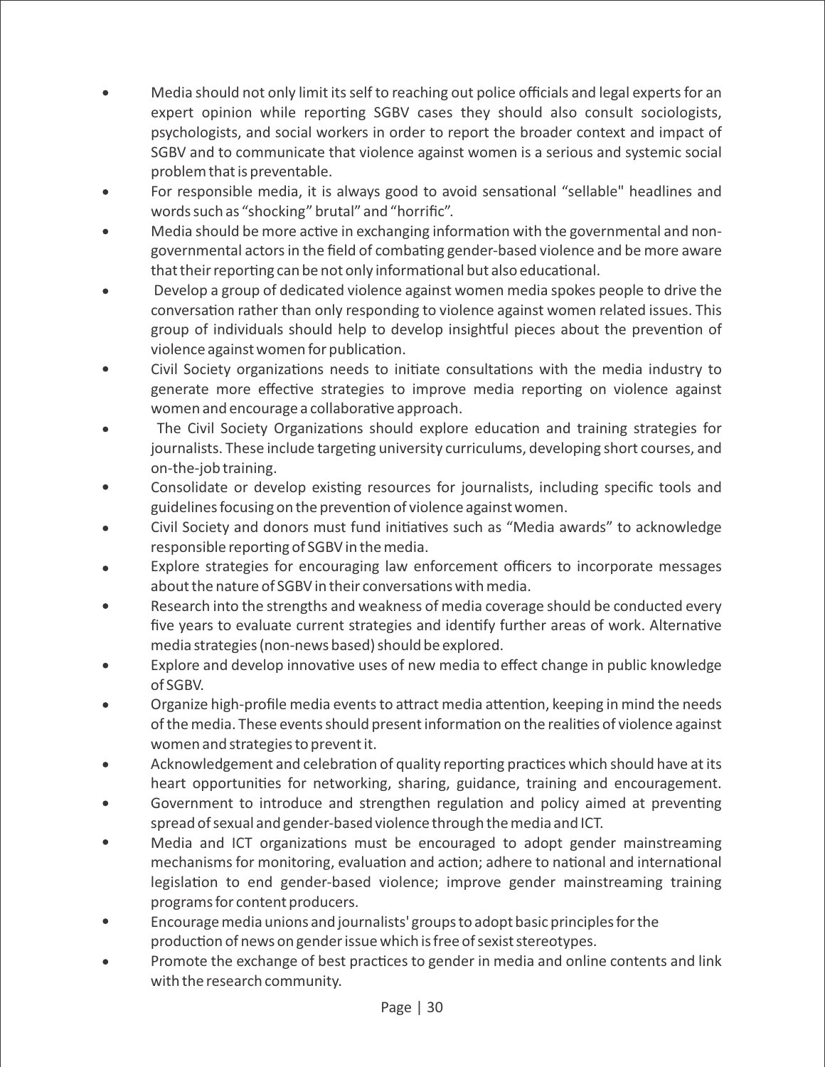- Media should not only limit its self to reaching out police officials and legal experts for an expert opinion while reporting SGBV cases they should also consult sociologists, psychologists, and social workers in order to report the broader context and impact of SGBV and to communicate that violence against women is a serious and systemic social problem that is preventable.
- For responsible media, it is always good to avoid sensational "sellable" headlines and words such as "shocking" brutal" and "horrific".
- Media should be more active in exchanging information with the governmental and non-governmental actors in the field of combating gender-based violence and be more aware that their reporting can be not only informational but also educational.
- Develop a group of dedicated violence against women media spokes people to drive the conversation rather than only responding to violence against women related issues. This group of individuals should help to develop insightful pieces about the prevention of violence against women for publication.
- Civil Society organizations needs to initiate consultations with the media industry to generate more effective strategies to improve media reporting on violence against women and encourage a collaborative approach.
- The Civil Society Organizations should explore education and training strategies for journalists. These include targeting university curriculums, developing short courses, and on-the-job training.
- Consolidate or develop existing resources for journalists, including specific tools and guidelines focusing on the prevention of violence against women.
- Civil Society and donors must fund initiatives such as "Media awards" to acknowledge responsible reporting of SGBV in the media.
- Explore strategies for encouraging law enforcement officers to incorporate messages about the nature of SGBV in their conversations with media.
- Research into the strengths and weakness of media coverage should be conducted every five years to evaluate current strategies and identify further areas of work. Alternative media strategies (non-news based) should be explored.
- Explore and develop innovative uses of new media to effect change in public knowledge of SGBV.
- Organize high-profile media events to attract media attention, keeping in mind the needs of the media. These events should present information on the realities of violence against women and strategies to prevent it.
- Acknowledgement and celebration of quality reporting practices which should have at its heart opportunities for networking, sharing, guidance, training and encouragement.
- Government to introduce and strengthen regulation and policy aimed at preventing spread of sexual and gender-based violence through the media and ICT.
- Media and ICT organizations must be encouraged to adopt gender mainstreaming mechanisms for monitoring, evaluation and action; adhere to national and international legislation to end gender-based violence; improve gender mainstreaming training programs for content producers.
- Encourage media unions and journalists' groups to adopt basic principles for the production of news on gender issue which is free of sexist stereotypes.
- Promote the exchange of best practices to gender in media and online contents and link with the research community.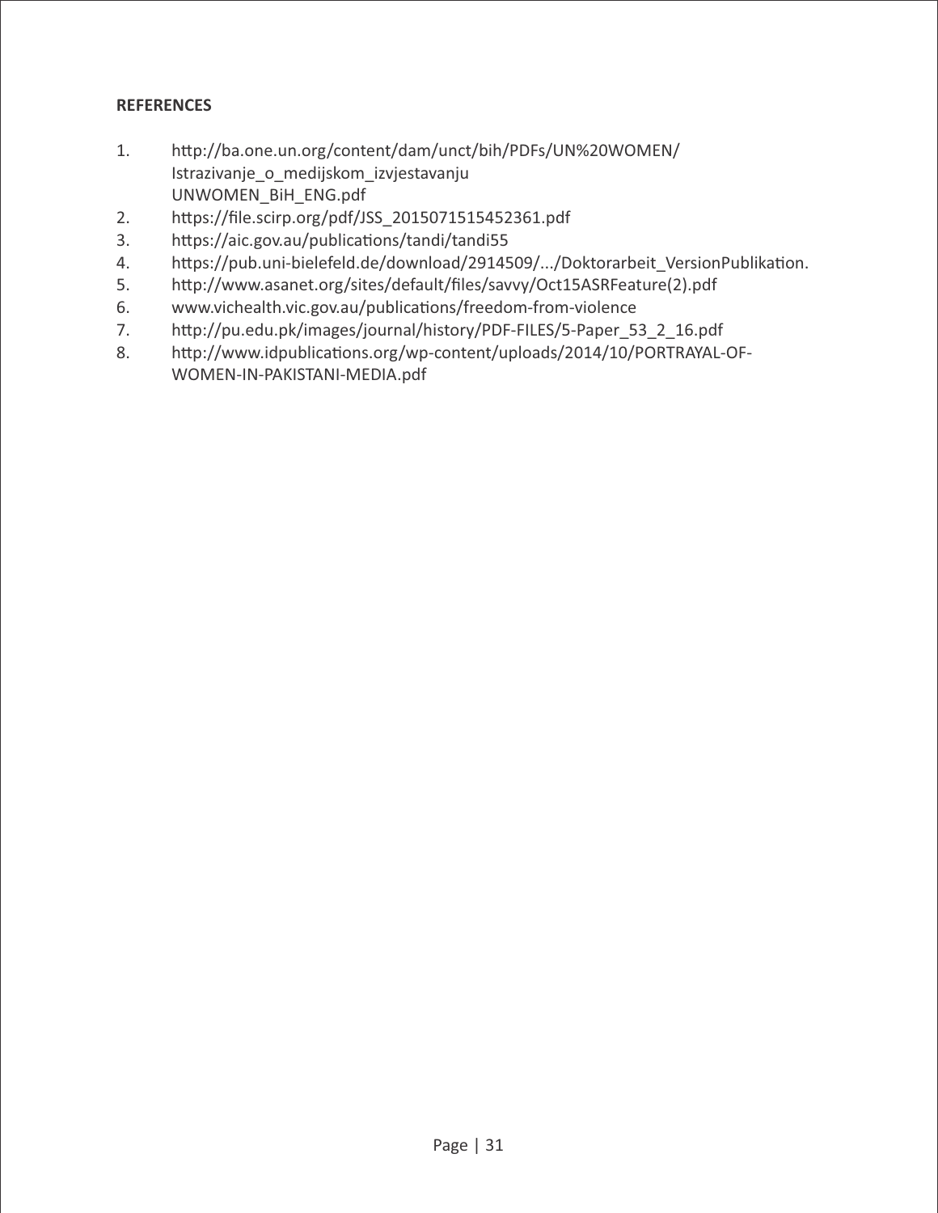**REFERENCES**

1. http://ba.one.un.org/content/dam/unct/bih/PDFs/UN%20WOMEN/Istrazivanje_o_medijskom_izvjestavanju UNWOMEN_BiH_ENG.pdf
2. https://file.scirp.org/pdf/JSS_2015071515452361.pdf
3. https://aic.gov.au/publications/tandi/tandi55
4. https://pub.uni-bielefeld.de/download/2914509/.../Doktorarbeit_VersionPublikation.
5. http://www.asanet.org/sites/default/files/savvy/Oct15ASRFeature(2).pdf
6. www.vichealth.vic.gov.au/publications/freedom-from-violence
7. http://pu.edu.pk/images/journal/history/PDF-FILES/5-Paper_53_2_16.pdf
8. http://www.idpublications.org/wp-content/uploads/2014/10/PORTRAYAL-OF-WOMEN-IN-PAKISTANI-MEDIA.pdf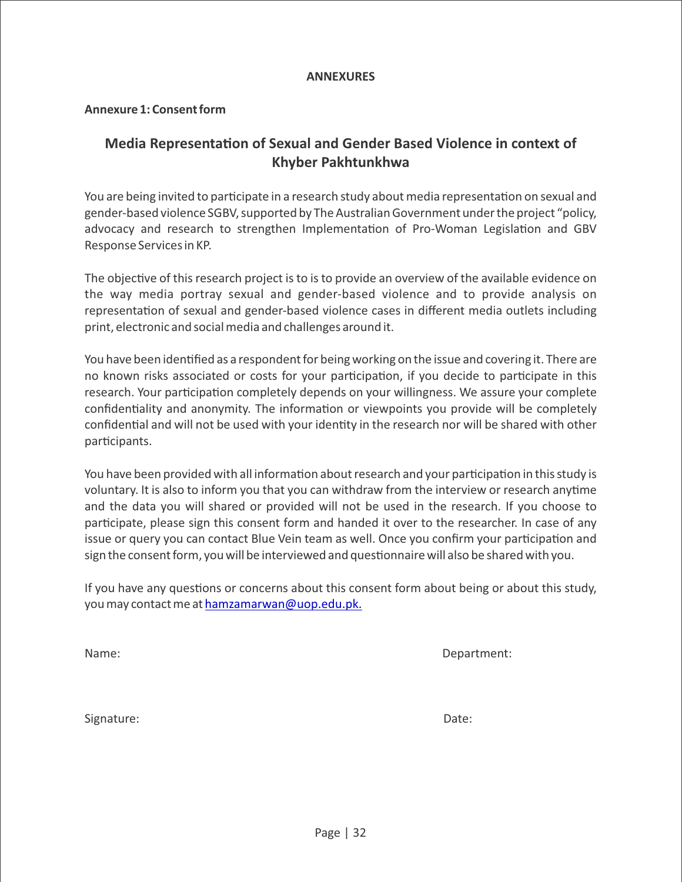# ANNEXURES

## Annexure 1: Consent form

### Media Representation of Sexual and Gender Based Violence in context of Khyber Pakhtunkhwa

You are being invited to participate in a research study about media representation on sexual and gender-based violence SGBV, supported by The Australian Government under the project "policy, advocacy and research to strengthen Implementation of Pro-Woman Legislation and GBV Response Services in KP.

The objective of this research project is to is to provide an overview of the available evidence on the way media portray sexual and gender-based violence and to provide analysis on representation of sexual and gender-based violence cases in different media outlets including print, electronic and social media and challenges around it.

You have been identified as a respondent for being working on the issue and covering it. There are no known risks associated or costs for your participation, if you decide to participate in this research. Your participation completely depends on your willingness. We assure your complete confidentiality and anonymity. The information or viewpoints you provide will be completely confidential and will not be used with your identity in the research nor will be shared with other participants.

You have been provided with all information about research and your participation in this study is voluntary. It is also to inform you that you can withdraw from the interview or research anytime and the data you will shared or provided will not be used in the research. If you choose to participate, please sign this consent form and handed it over to the researcher. In case of any issue or query you can contact Blue Vein team as well. Once you confirm your participation and sign the consent form, you will be interviewed and questionnaire will also be shared with you.

If you have any questions or concerns about this consent form about being or about this study, you may contact me at hamzamarwan@uop.edu.pk.

Name: Department:

Signature: Date: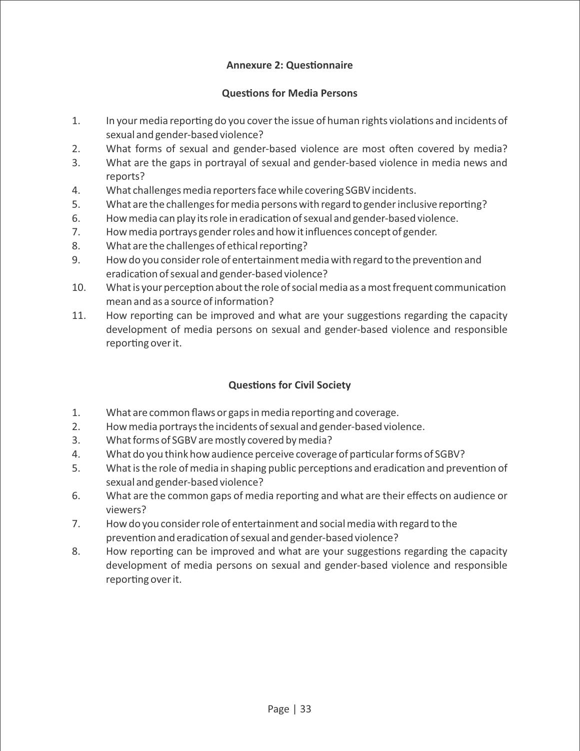## Annexure 2: Questionnaire

### Questions for Media Persons

1. In your media reporting do you cover the issue of human rights violations and incidents of sexual and gender-based violence?
2. What forms of sexual and gender-based violence are most often covered by media?
3. What are the gaps in portrayal of sexual and gender-based violence in media news and reports?
4. What challenges media reporters face while covering SGBV incidents.
5. What are the challenges for media persons with regard to gender inclusive reporting?
6. How media can play its role in eradication of sexual and gender-based violence.
7. How media portrays gender roles and how it influences concept of gender.
8. What are the challenges of ethical reporting?
9. How do you consider role of entertainment media with regard to the prevention and eradication of sexual and gender-based violence?
10. What is your perception about the role of social media as a most frequent communication mean and as a source of information?
11. How reporting can be improved and what are your suggestions regarding the capacity development of media persons on sexual and gender-based violence and responsible reporting over it.

### Questions for Civil Society

1. What are common flaws or gaps in media reporting and coverage.
2. How media portrays the incidents of sexual and gender-based violence.
3. What forms of SGBV are mostly covered by media?
4. What do you think how audience perceive coverage of particular forms of SGBV?
5. What is the role of media in shaping public perceptions and eradication and prevention of sexual and gender-based violence?
6. What are the common gaps of media reporting and what are their effects on audience or viewers?
7. How do you consider role of entertainment and social media with regard to the prevention and eradication of sexual and gender-based violence?
8. How reporting can be improved and what are your suggestions regarding the capacity development of media persons on sexual and gender-based violence and responsible reporting over it.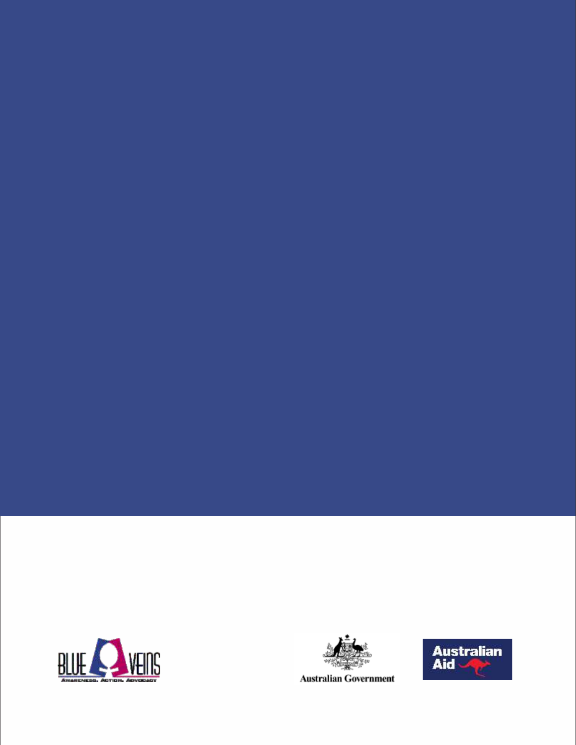BLUE VEINS

AWARENESS, ACTION, ADVOCACY

Australian Government

Australian Aid